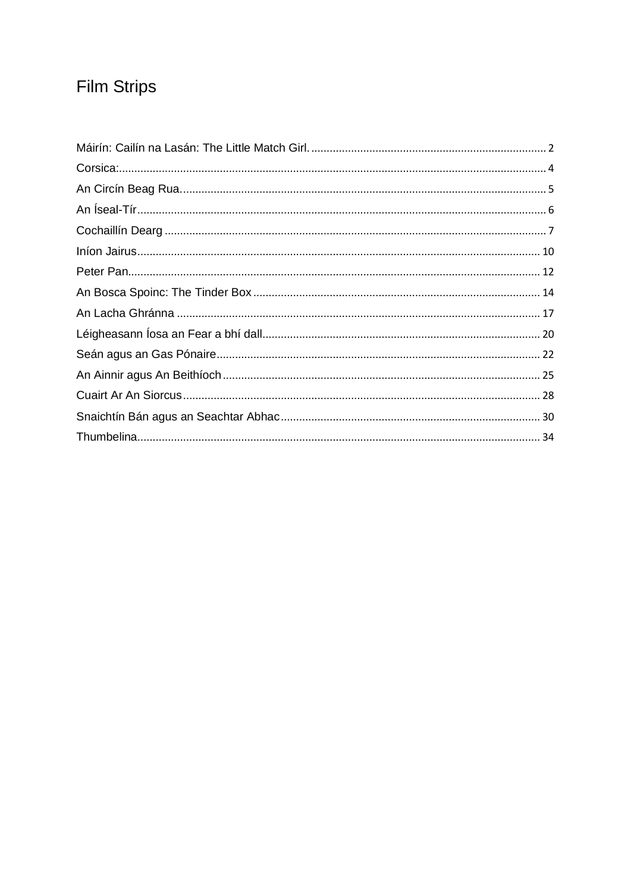# Film Strips

Máirín: Cailín na Lasán: The Little Match Girl. ........ 2
Corsica: ........ 4
An Circín Beag Rua. ........ 5
An Íseal-Tír ........ 6
Cochaillín Dearg ........ 7
Iníon Jairus ........ 10
Peter Pan ........ 12
An Bosca Spoinc: The Tinder Box ........ 14
An Lacha Ghránna ........ 17
Léigheasann Íosa an Fear a bhí dall ........ 20
Seán agus an Gas Pónaire ........ 22
An Ainnir agus An Beithíoch ........ 25
Cuairt Ar An Siorcus ........ 28
Snaichtín Bán agus an Seachtar Abhac ........ 30
Thumbelina ........ 34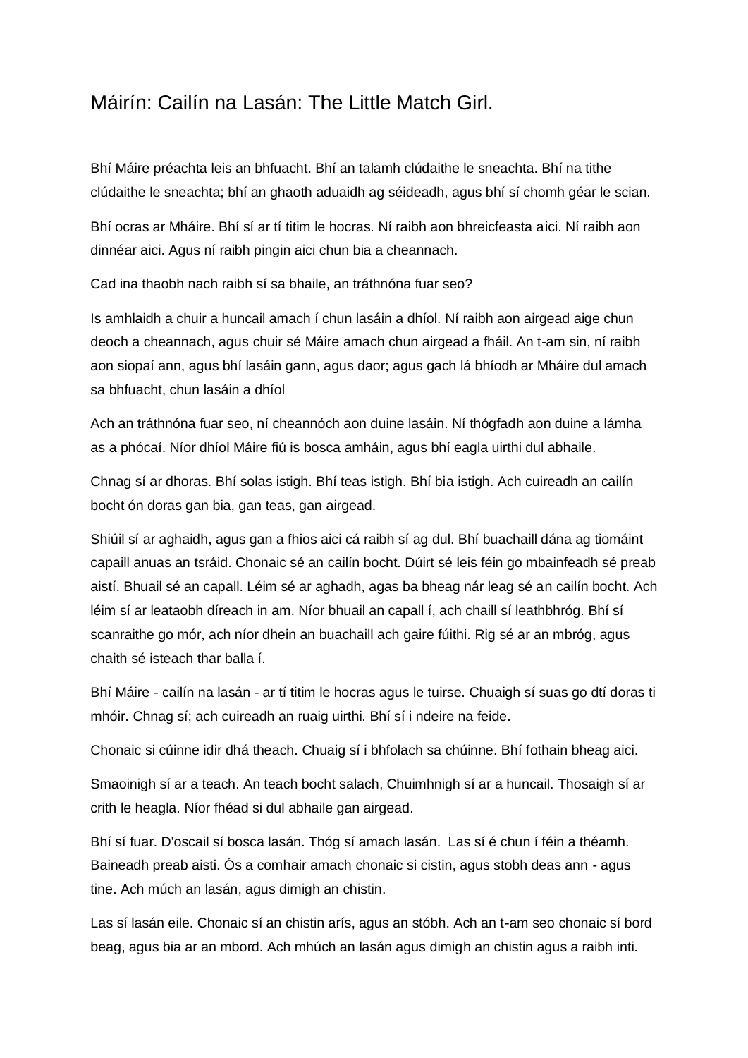# Máirín: Cailín na Lasán: The Little Match Girl.

Bhí Máire préachta leis an bhfuacht. Bhí an talamh clúdaithe le sneachta. Bhí na tithe clúdaithe le sneachta; bhí an ghaoth aduaidh ag séideadh, agus bhí sí chomh géar le scian.

Bhí ocras ar Mháire. Bhí sí ar tí titim le hocras. Ní raibh aon bhreicfeasta aici. Ní raibh aon dinnéar aici. Agus ní raibh pingin aici chun bia a cheannach.

Cad ina thaobh nach raibh sí sa bhaile, an tráthnóna fuar seo?

Is amhlaidh a chuir a huncail amach í chun lasáin a dhíol. Ní raibh aon airgead aige chun deoch a cheannach, agus chuir sé Máire amach chun airgead a fháil. An t-am sin, ní raibh aon siopaí ann, agus bhí lasáin gann, agus daor; agus gach lá bhíodh ar Mháire dul amach sa bhfuacht, chun lasáin a dhíol

Ach an tráthnóna fuar seo, ní cheannóch aon duine lasáin. Ní thógfadh aon duine a lámha as a phócaí. Níor dhíol Máire fiú is bosca amháin, agus bhí eagla uirthi dul abhaile.

Chnag sí ar dhoras. Bhí solas istigh. Bhí teas istigh. Bhí bia istigh. Ach cuireadh an cailín bocht ón doras gan bia, gan teas, gan airgead.

Shiúil sí ar aghaidh, agus gan a fhios aici cá raibh sí ag dul. Bhí buachaill dána ag tiomáint capaill anuas an tsráid. Chonaic sé an cailín bocht. Dúirt sé leis féin go mbainfeadh sé preab aistí. Bhuail sé an capall. Léim sé ar aghadh, agas ba bheag nár leag sé an cailín bocht. Ach léim sí ar leataobh díreach in am. Níor bhuail an capall í, ach chaill sí leathbhróg. Bhí sí scanraithe go mór, ach níor dhein an buachaill ach gaire fúithi. Rig sé ar an mbróg, agus chaith sé isteach thar balla í.

Bhí Máire - cailín na lasán - ar tí titim le hocras agus le tuirse. Chuaigh sí suas go dtí doras ti mhóir. Chnag sí; ach cuireadh an ruaig uirthi. Bhí sí i ndeire na feide.

Chonaic si cúinne idir dhá theach. Chuaig sí i bhfolach sa chúinne. Bhí fothain bheag aici.

Smaoinigh sí ar a teach. An teach bocht salach, Chuimhnigh sí ar a huncail. Thosaigh sí ar crith le heagla. Níor fhéad si dul abhaile gan airgead.

Bhí sí fuar. D'oscail sí bosca lasán. Thóg sí amach lasán. Las sí é chun í féin a théamh. Baineadh preab aisti. Ós a comhair amach chonaic si cistin, agus stobh deas ann - agus tine. Ach múch an lasán, agus dimigh an chistin.

Las sí lasán eile. Chonaic sí an chistin arís, agus an stóbh. Ach an t-am seo chonaic sí bord beag, agus bia ar an mbord. Ach mhúch an lasán agus dimigh an chistin agus a raibh inti.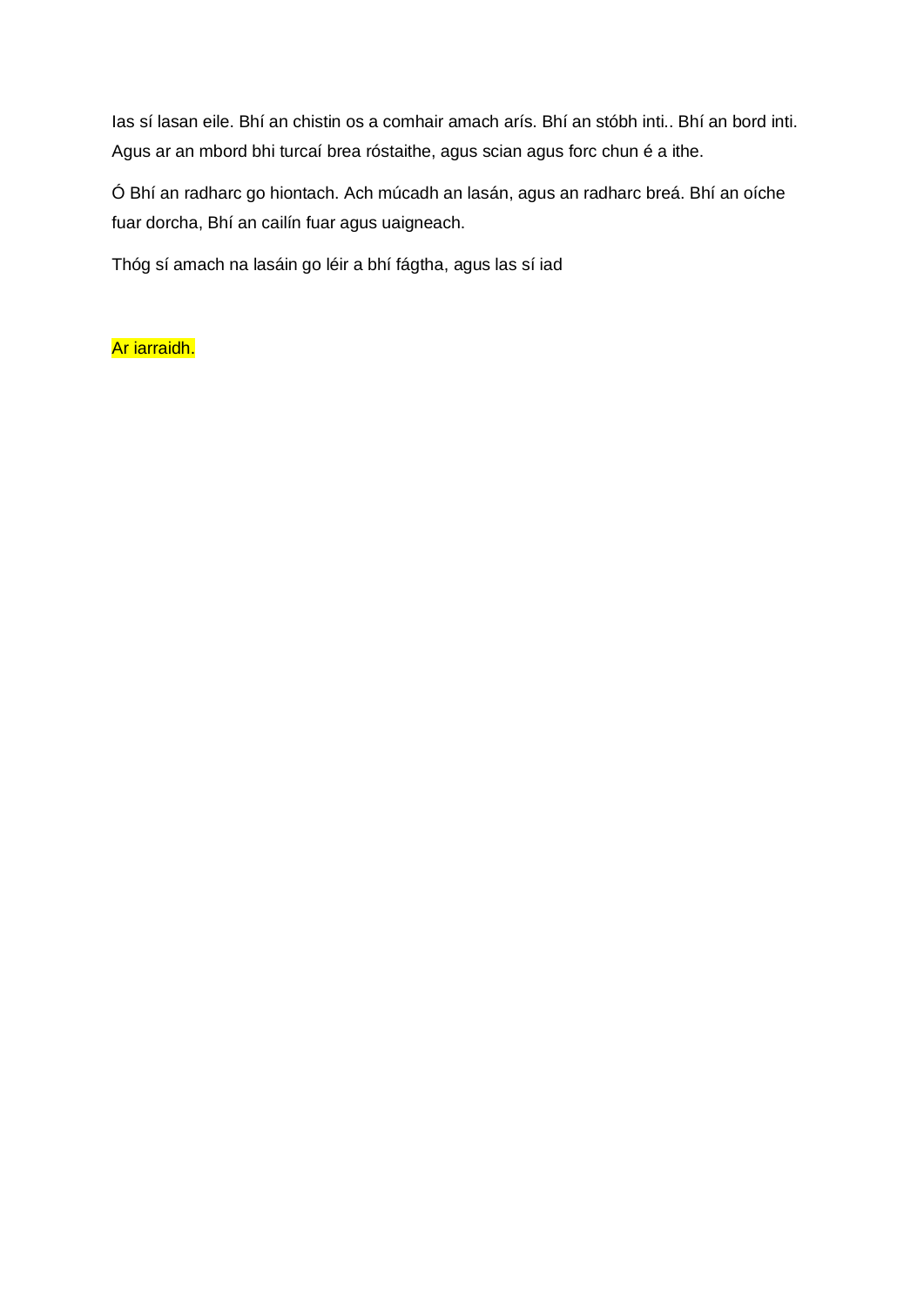Ias sí lasan eile. Bhí an chistin os a comhair amach arís. Bhí an stóbh inti.. Bhí an bord inti. Agus ar an mbord bhi turcaí brea róstaithe, agus scian agus forc chun é a ithe.

Ó Bhí an radharc go hiontach. Ach múcadh an lasán, agus an radharc breá. Bhí an oíche fuar dorcha, Bhí an cailín fuar agus uaigneach.

Thóg sí amach na lasáin go léir a bhí fágtha, agus las sí iad

Ar iarraidh.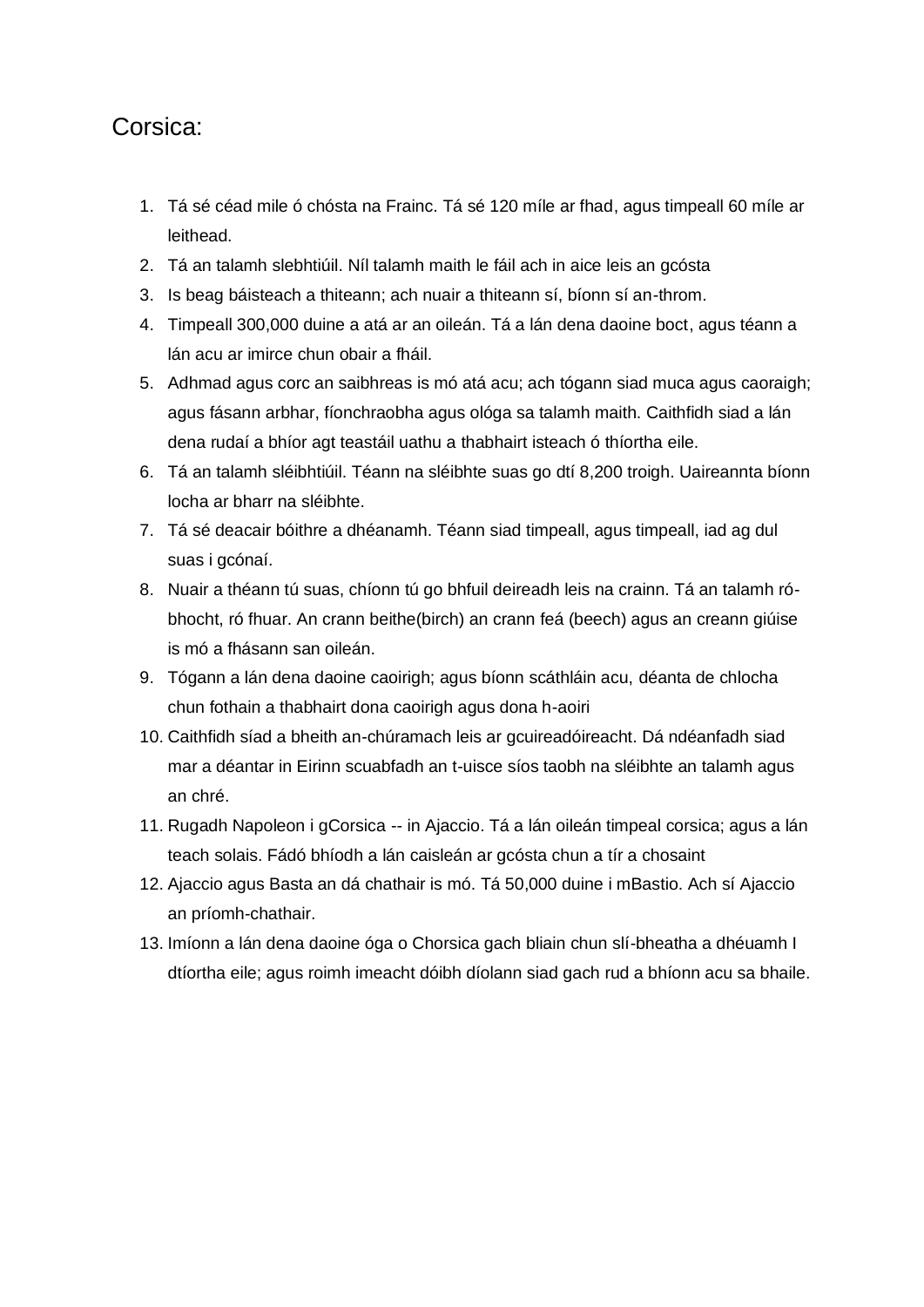# Corsica:

1. Tá sé céad mile ó chósta na Frainc. Tá sé 120 míle ar fhad, agus timpeall 60 míle ar leithead.
2. Tá an talamh slebhtiúil. Níl talamh maith le fáil ach in aice leis an gcósta
3. Is beag báisteach a thiteann; ach nuair a thiteann sí, bíonn sí an-throm.
4. Timpeall 300,000 duine a atá ar an oileán. Tá a lán dena daoine boct, agus téann a lán acu ar imirce chun obair a fháil.
5. Adhmad agus corc an saibhreas is mó atá acu; ach tógann siad muca agus caoraigh; agus fásann arbhar, fíonchraobha agus ológa sa talamh maith. Caithfidh siad a lán dena rudaí a bhíor agt teastáil uathu a thabhairt isteach ó thíortha eile.
6. Tá an talamh sléibhtiúil. Téann na sléibhte suas go dtí 8,200 troigh. Uaireannta bíonn locha ar bharr na sléibhte.
7. Tá sé deacair bóithre a dhéanamh. Téann siad timpeall, agus timpeall, iad ag dul suas i gcónaí.
8. Nuair a théann tú suas, chíonn tú go bhfuil deireadh leis na crainn. Tá an talamh ró-bhocht, ró fhuar. An crann beithe(birch) an crann feá (beech) agus an creann giúise is mó a fhásann san oileán.
9. Tógann a lán dena daoine caoirigh; agus bíonn scáthláin acu, déanta de chlocha chun fothain a thabhairt dona caoirigh agus dona h-aoiri
10. Caithfidh síad a bheith an-chúramach leis ar gcuireadóireacht. Dá ndéanfadh siad mar a déantar in Eirinn scuabfadh an t-uisce síos taobh na sléibhte an talamh agus an chré.
11. Rugadh Napoleon i gCorsica -- in Ajaccio. Tá a lán oileán timpeal corsica; agus a lán teach solais. Fádó bhíodh a lán caisleán ar gcósta chun a tír a chosaint
12. Ajaccio agus Basta an dá chathair is mó. Tá 50,000 duine i mBastio. Ach sí Ajaccio an príomh-chathair.
13. Imíonn a lán dena daoine óga o Chorsica gach bliain chun slí-bheatha a dhéuamh I dtíortha eile; agus roimh imeacht dóibh díolann siad gach rud a bhíonn acu sa bhaile.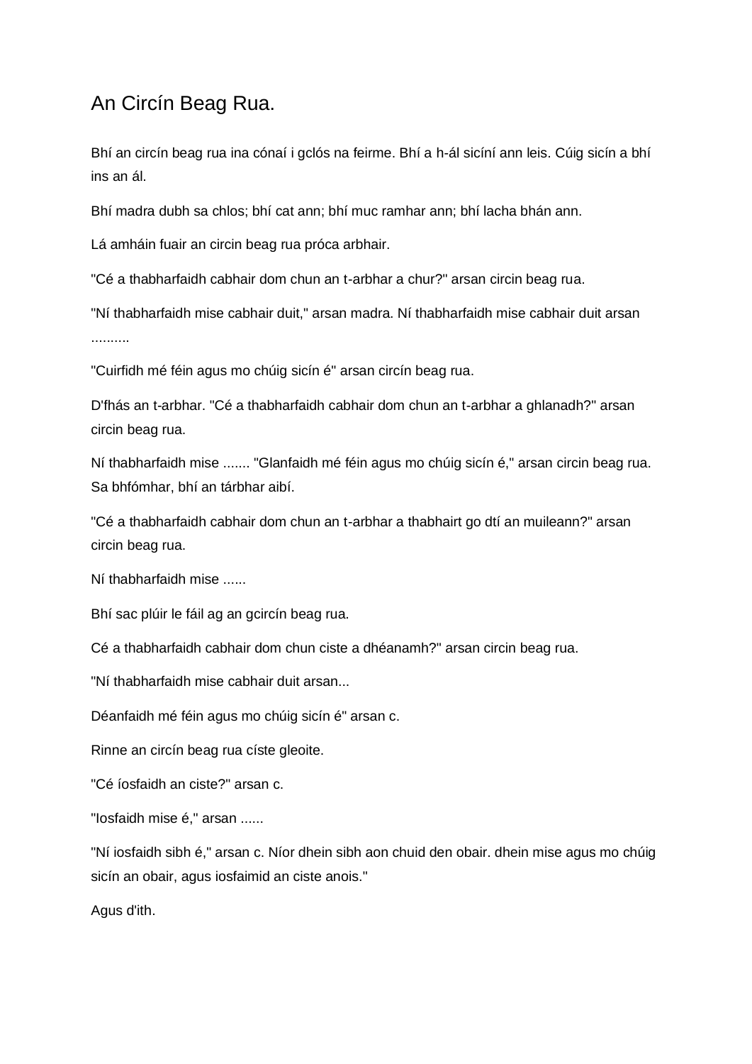# An Circín Beag Rua.

Bhí an circín beag rua ina cónaí i gclós na feirme. Bhí a h-ál sicíní ann leis. Cúig sicín a bhí ins an ál.

Bhí madra dubh sa chlos; bhí cat ann; bhí muc ramhar ann; bhí lacha bhán ann.

Lá amháin fuair an circin beag rua próca arbhair.

"Cé a thabharfaidh cabhair dom chun an t-arbhar a chur?" arsan circin beag rua.

"Ní thabharfaidh mise cabhair duit," arsan madra. Ní thabharfaidh mise cabhair duit arsan ..........

"Cuirfidh mé féin agus mo chúig sicín é" arsan circín beag rua.

D'fhás an t-arbhar. "Cé a thabharfaidh cabhair dom chun an t-arbhar a ghlanadh?" arsan circin beag rua.

Ní thabharfaidh mise ....... "Glanfaidh mé féin agus mo chúig sicín é," arsan circin beag rua. Sa bhfómhar, bhí an tárbhar aibí.

"Cé a thabharfaidh cabhair dom chun an t-arbhar a thabhairt go dtí an muileann?" arsan circin beag rua.

Ní thabharfaidh mise ......

Bhí sac plúir le fáil ag an gcircín beag rua.

Cé a thabharfaidh cabhair dom chun ciste a dhéanamh?" arsan circin beag rua.

"Ní thabharfaidh mise cabhair duit arsan...

Déanfaidh mé féin agus mo chúig sicín é" arsan c.

Rinne an circín beag rua císte gleoite.

"Cé íosfaidh an ciste?" arsan c.

"Iosfaidh mise é," arsan ......

"Ní iosfaidh sibh é," arsan c. Níor dhein sibh aon chuid den obair. dhein mise agus mo chúig sicín an obair, agus iosfaimid an ciste anois."

Agus d'ith.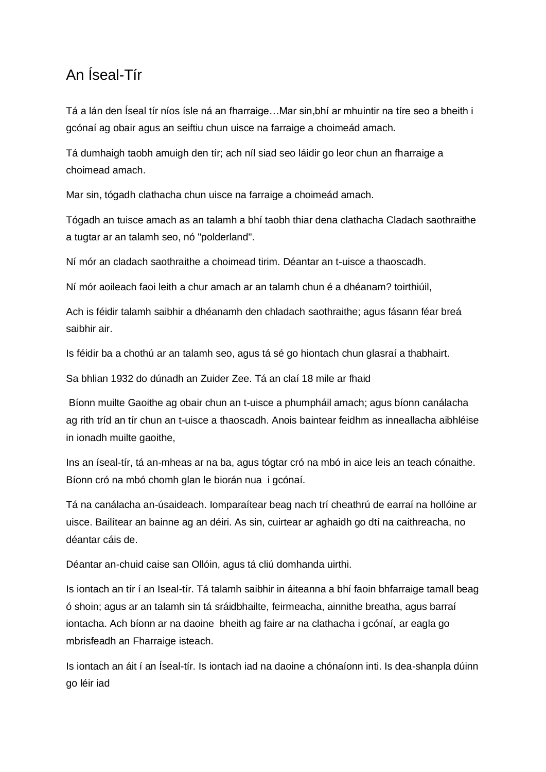# An Íseal-Tír

Tá a lán den Íseal tír níos ísle ná an fharraige…Mar sin,bhí ar mhuintir na tíre seo a bheith i gcónaí ag obair agus an seiftiu chun uisce na farraige a choimeád amach.

Tá dumhaigh taobh amuigh den tír; ach níl siad seo láidir go leor chun an fharraige a choimead amach.

Mar sin, tógadh clathacha chun uisce na farraige a choimeád amach.

Tógadh an tuisce amach as an talamh a bhí taobh thiar dena clathacha Cladach saothraithe a tugtar ar an talamh seo, nó "polderland".

Ní mór an cladach saothraithe a choimead tirim. Déantar an t-uisce a thaoscadh.

Ní mór aoileach faoi leith a chur amach ar an talamh chun é a dhéanam? toirthiúil,

Ach is féidir talamh saibhir a dhéanamh den chladach saothraithe; agus fásann féar breá saibhir air.

Is féidir ba a chothú ar an talamh seo, agus tá sé go hiontach chun glasraí a thabhairt.

Sa bhlian 1932 do dúnadh an Zuider Zee. Tá an claí 18 mile ar fhaid

Bíonn muilte Gaoithe ag obair chun an t-uisce a phumpháil amach; agus bíonn canálacha ag rith tríd an tír chun an t-uisce a thaoscadh. Anois baintear feidhm as inneallacha aibhléise in ionadh muilte gaoithe,

Ins an íseal-tír, tá an-mheas ar na ba, agus tógtar cró na mbó in aice leis an teach cónaithe. Bíonn cró na mbó chomh glan le biorán nua i gcónaí.

Tá na canálacha an-úsaideach. Iomparaítear beag nach trí cheathrú de earraí na hollóine ar uisce. Bailítear an bainne ag an déiri. As sin, cuirtear ar aghaidh go dtí na caithreacha, no déantar cáis de.

Déantar an-chuid caise san Ollóin, agus tá cliú domhanda uirthi.

Is iontach an tír í an Iseal-tír. Tá talamh saibhir in áiteanna a bhí faoin bhfarraige tamall beag ó shoin; agus ar an talamh sin tá sráidbhailte, feirmeacha, ainnithe breatha, agus barraí iontacha. Ach bíonn ar na daoine bheith ag faire ar na clathacha i gcónaí, ar eagla go mbrisfeadh an Fharraige isteach.

Is iontach an áit í an Íseal-tír. Is iontach iad na daoine a chónaíonn inti. Is dea-shanpla dúinn go léir iad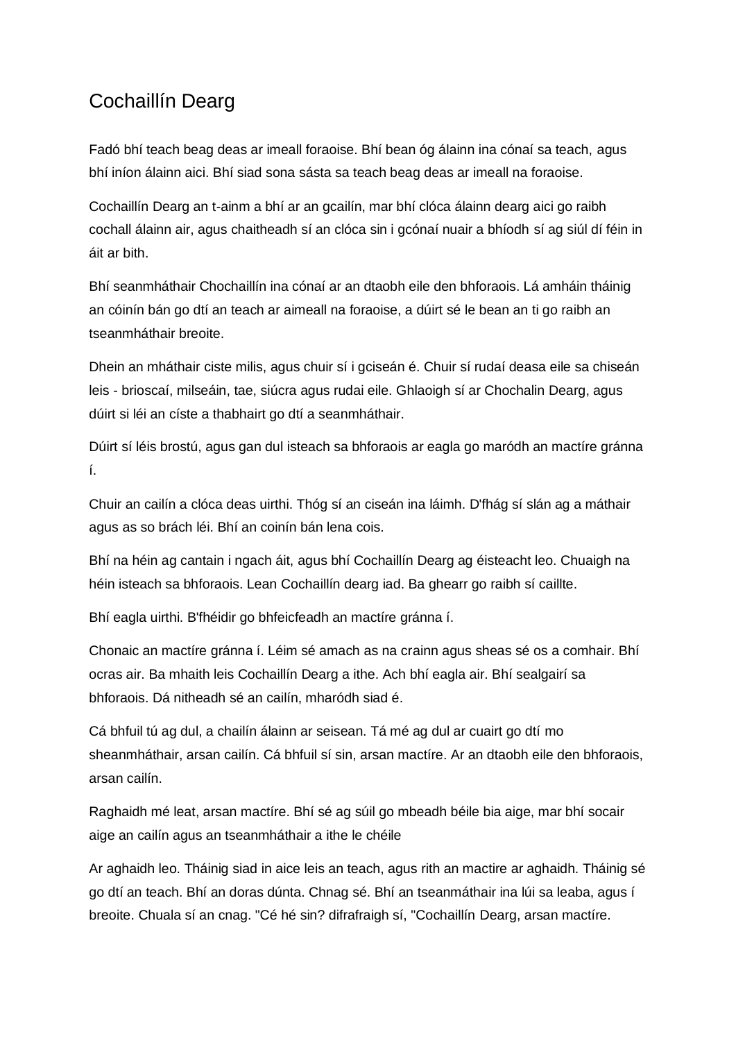# Cochaillín Dearg

Fadó bhí teach beag deas ar imeall foraoise. Bhí bean óg álainn ina cónaí sa teach, agus bhí iníon álainn aici. Bhí siad sona sásta sa teach beag deas ar imeall na foraoise.

Cochaillín Dearg an t-ainm a bhí ar an gcailín, mar bhí clóca álainn dearg aici go raibh cochall álainn air, agus chaitheadh sí an clóca sin i gcónaí nuair a bhíodh sí ag siúl dí féin in áit ar bith.

Bhí seanmháthair Chochaillín ina cónaí ar an dtaobh eile den bhforaois. Lá amháin tháinig an cóinín bán go dtí an teach ar aimeall na foraoise, a dúirt sé le bean an ti go raibh an tseanmháthair breoite.

Dhein an mháthair ciste milis, agus chuir sí i gciseán é. Chuir sí rudaí deasa eile sa chiseán leis - brioscaí, milseáin, tae, siúcra agus rudai eile. Ghlaoigh sí ar Chochalin Dearg, agus dúirt si léi an císte a thabhairt go dtí a seanmháthair.

Dúirt sí léis brostú, agus gan dul isteach sa bhforaois ar eagla go maródh an mactíre gránna í.

Chuir an cailín a clóca deas uirthi. Thóg sí an ciseán ina láimh. D'fhág sí slán ag a máthair agus as so brách léi. Bhí an coinín bán lena cois.

Bhí na héin ag cantain i ngach áit, agus bhí Cochaillín Dearg ag éisteacht leo. Chuaigh na héin isteach sa bhforaois. Lean Cochaillín dearg iad. Ba ghearr go raibh sí caillte.

Bhí eagla uirthi. B'fhéidir go bhfeicfeadh an mactíre gránna í.

Chonaic an mactíre gránna í. Léim sé amach as na crainn agus sheas sé os a comhair. Bhí ocras air. Ba mhaith leis Cochaillín Dearg a ithe. Ach bhí eagla air. Bhí sealgairí sa bhforaois. Dá nitheadh sé an cailín, mharódh siad é.

Cá bhfuil tú ag dul, a chailín álainn ar seisean. Tá mé ag dul ar cuairt go dtí mo sheanmháthair, arsan cailín. Cá bhfuil sí sin, arsan mactíre. Ar an dtaobh eile den bhforaois, arsan cailín.

Raghaidh mé leat, arsan mactíre. Bhí sé ag súil go mbeadh béile bia aige, mar bhí socair aige an cailín agus an tseanmháthair a ithe le chéile

Ar aghaidh leo. Tháinig siad in aice leis an teach, agus rith an mactire ar aghaidh. Tháinig sé go dtí an teach. Bhí an doras dúnta. Chnag sé. Bhí an tseanmáthair ina lúi sa leaba, agus í breoite. Chuala sí an cnag. "Cé hé sin? difrafraigh sí, "Cochaillín Dearg, arsan mactíre.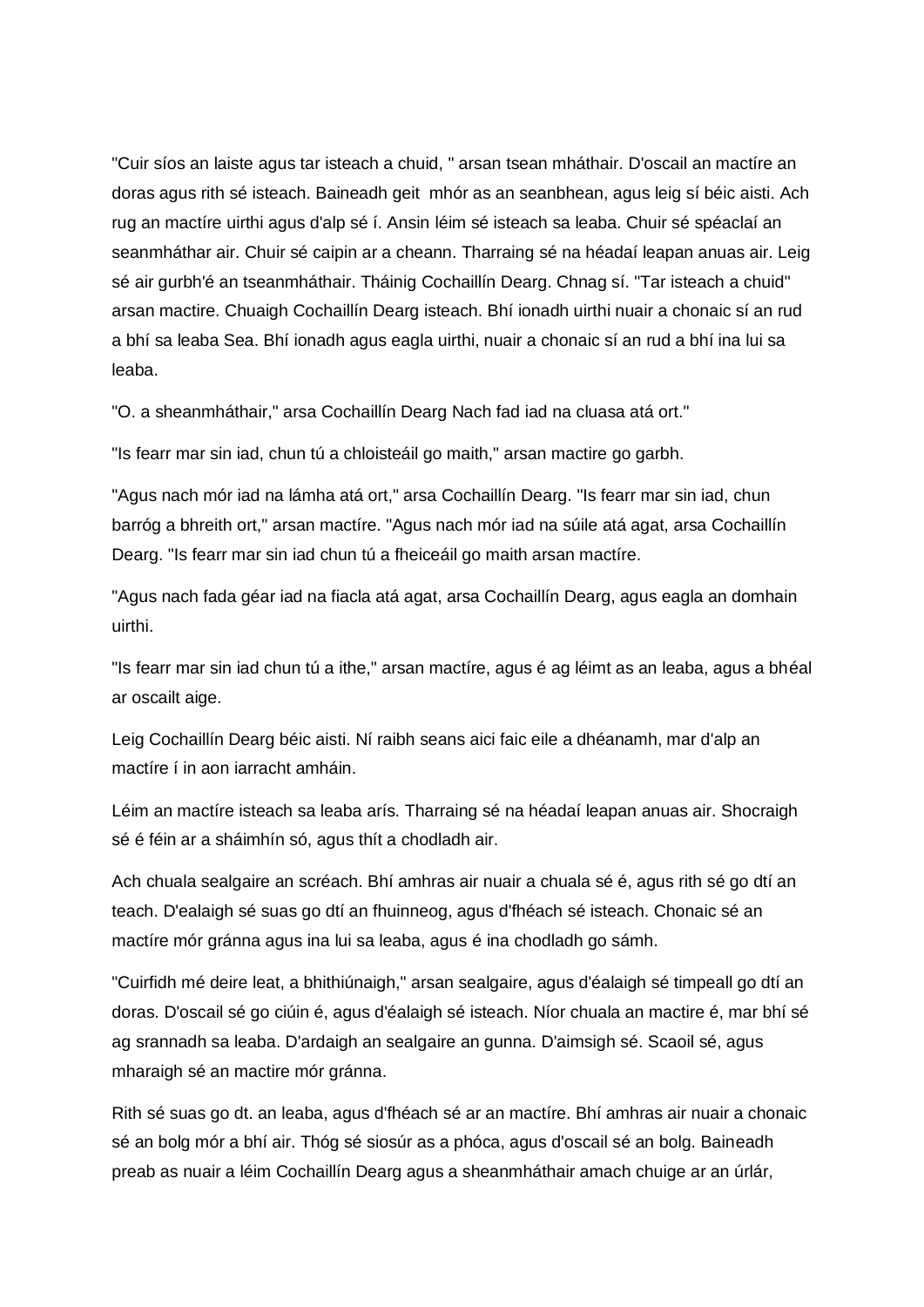"Cuir síos an laiste agus tar isteach a chuid, " arsan tsean mháthair. D'oscail an mactíre an doras agus rith sé isteach. Baineadh geit mhór as an seanbhean, agus leig sí béic aisti. Ach rug an mactíre uirthi agus d'alp sé í. Ansin léim sé isteach sa leaba. Chuir sé spéaclaí an seanmháthar air. Chuir sé caipin ar a cheann. Tharraing sé na héadaí leapan anuas air. Leig sé air gurbh'é an tseanmháthair. Tháinig Cochaillín Dearg. Chnag sí. "Tar isteach a chuid" arsan mactire. Chuaigh Cochaillín Dearg isteach. Bhí ionadh uirthi nuair a chonaic sí an rud a bhí sa leaba Sea. Bhí ionadh agus eagla uirthi, nuair a chonaic sí an rud a bhí ina lui sa leaba.

"O. a sheanmháthair," arsa Cochaillín Dearg Nach fad iad na cluasa atá ort."

"Is fearr mar sin iad, chun tú a chloisteáil go maith," arsan mactire go garbh.

"Agus nach mór iad na lámha atá ort," arsa Cochaillín Dearg. "Is fearr mar sin iad, chun barróg a bhreith ort," arsan mactíre. "Agus nach mór iad na súile atá agat, arsa Cochaillín Dearg. "Is fearr mar sin iad chun tú a fheiceáil go maith arsan mactíre.

"Agus nach fada géar iad na fiacla atá agat, arsa Cochaillín Dearg, agus eagla an domhain uirthi.

"Is fearr mar sin iad chun tú a ithe," arsan mactíre, agus é ag léimt as an leaba, agus a bhéal ar oscailt aige.

Leig Cochaillín Dearg béic aisti. Ní raibh seans aici faic eile a dhéanamh, mar d'alp an mactíre í in aon iarracht amháin.

Léim an mactíre isteach sa leaba arís. Tharraing sé na héadaí leapan anuas air. Shocraigh sé é féin ar a sháimhín só, agus thít a chodladh air.

Ach chuala sealgaire an scréach. Bhí amhras air nuair a chuala sé é, agus rith sé go dtí an teach. D'ealaigh sé suas go dtí an fhuinneog, agus d'fhéach sé isteach. Chonaic sé an mactíre mór gránna agus ina lui sa leaba, agus é ina chodladh go sámh.

"Cuirfidh mé deire leat, a bhithiúnaigh," arsan sealgaire, agus d'éalaigh sé timpeall go dtí an doras. D'oscail sé go ciúin é, agus d'éalaigh sé isteach. Níor chuala an mactire é, mar bhí sé ag srannadh sa leaba. D'ardaigh an sealgaire an gunna. D'aimsigh sé. Scaoil sé, agus mharaigh sé an mactire mór gránna.

Rith sé suas go dt. an leaba, agus d'fhéach sé ar an mactíre. Bhí amhras air nuair a chonaic sé an bolg mór a bhí air. Thóg sé siosúr as a phóca, agus d'oscail sé an bolg. Baineadh preab as nuair a léim Cochaillín Dearg agus a sheanmháthair amach chuige ar an úrlár,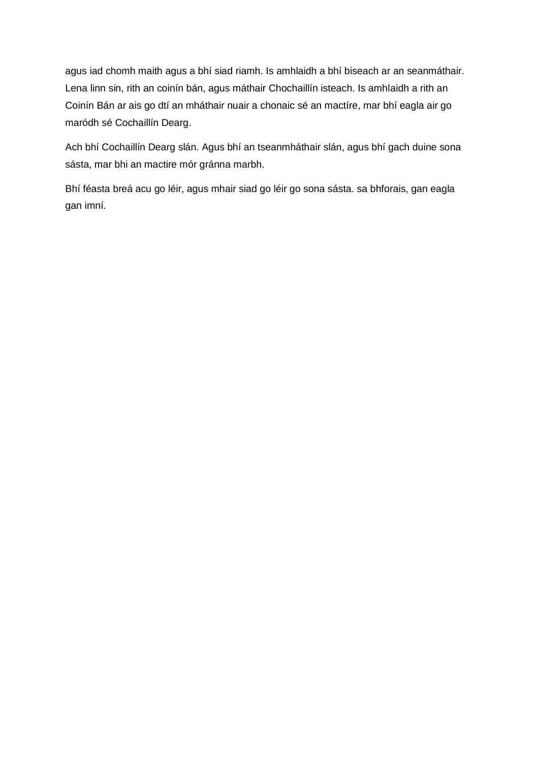agus iad chomh maith agus a bhí siad riamh. Is amhlaidh a bhí biseach ar an seanmáthair. Lena linn sin, rith an coinín bán, agus máthair Chochaillín isteach. Is amhlaidh a rith an Coinín Bán ar ais go dtí an mháthair nuair a chonaic sé an mactíre, mar bhí eagla air go maródh sé Cochaillín Dearg.

Ach bhí Cochaillín Dearg slán. Agus bhí an tseanmháthair slán, agus bhí gach duine sona sásta, mar bhi an mactire mór gránna marbh.

Bhí féasta breá acu go léir, agus mhair siad go léir go sona sásta. sa bhforais, gan eagla gan imní.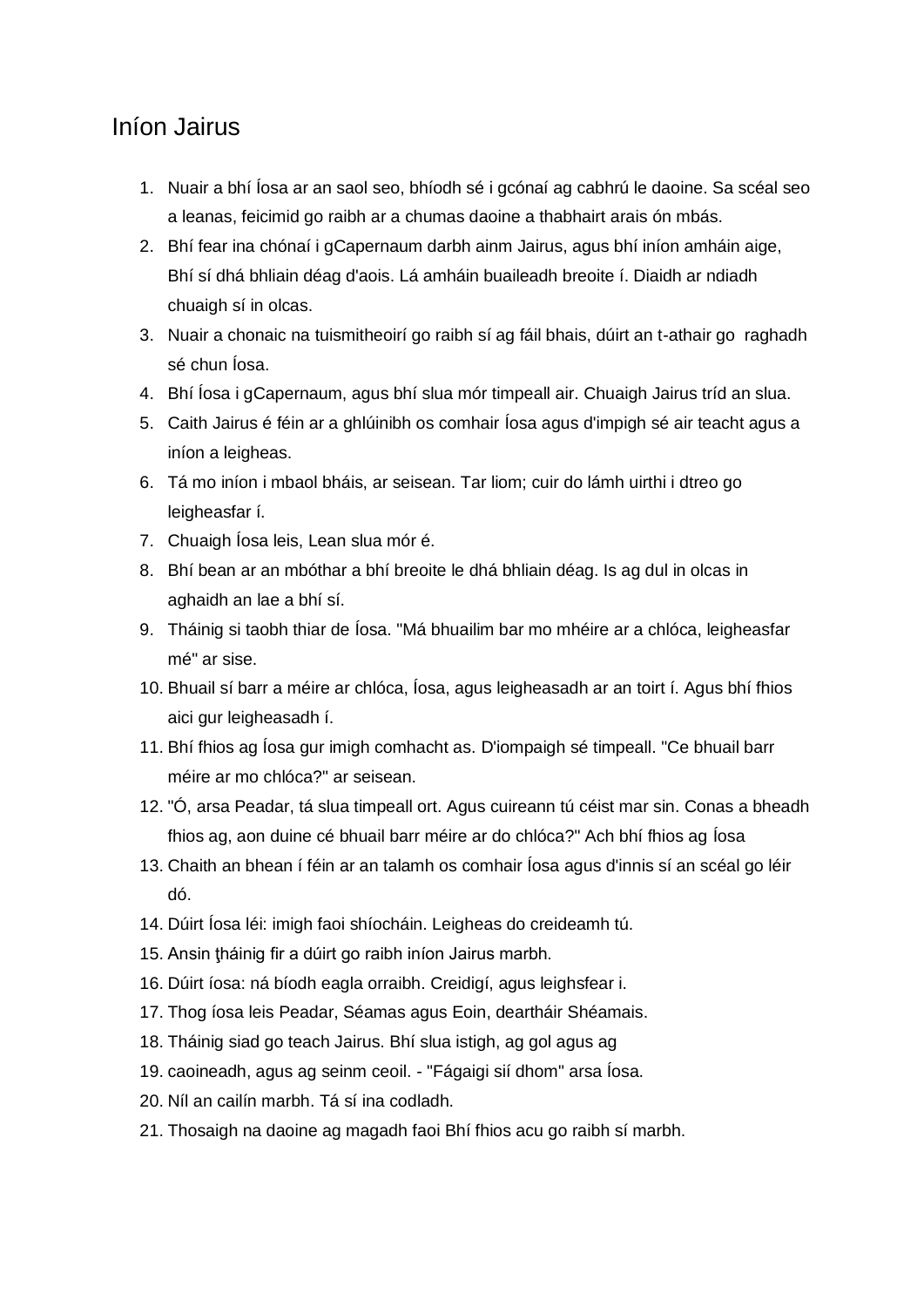# Iníon Jairus

1. Nuair a bhí Íosa ar an saol seo, bhíodh sé i gcónaí ag cabhrú le daoine. Sa scéal seo a leanas, feicimid go raibh ar a chumas daoine a thabhairt arais ón mbás.
2. Bhí fear ina chónaí i gCapernaum darbh ainm Jairus, agus bhí iníon amháin aige, Bhí sí dhá bhliain déag d'aois. Lá amháin buaileadh breoite í. Diaidh ar ndiadh chuaigh sí in olcas.
3. Nuair a chonaic na tuismitheoirí go raibh sí ag fáil bhais, dúirt an t-athair go raghadh sé chun Íosa.
4. Bhí Íosa i gCapernaum, agus bhí slua mór timpeall air. Chuaigh Jairus tríd an slua.
5. Caith Jairus é féin ar a ghlúinibh os comhair Íosa agus d'impigh sé air teacht agus a iníon a leigheas.
6. Tá mo iníon i mbaol bháis, ar seisean. Tar liom; cuir do lámh uirthi i dtreo go leigheasfar í.
7. Chuaigh Íosa leis, Lean slua mór é.
8. Bhí bean ar an mbóthar a bhí breoite le dhá bhliain déag. Is ag dul in olcas in aghaidh an lae a bhí sí.
9. Tháinig si taobh thiar de Íosa. "Má bhuailim bar mo mhéire ar a chlóca, leigheasfar mé" ar sise.
10. Bhuail sí barr a méire ar chlóca, Íosa, agus leigheasadh ar an toirt í. Agus bhí fhios aici gur leigheasadh í.
11. Bhí fhios ag Íosa gur imigh comhacht as. D'iompaigh sé timpeall. "Ce bhuail barr méire ar mo chlóca?" ar seisean.
12. "Ó, arsa Peadar, tá slua timpeall ort. Agus cuireann tú céist mar sin. Conas a bheadh fhios ag, aon duine cé bhuail barr méire ar do chlóca?" Ach bhí fhios ag Íosa
13. Chaith an bhean í féin ar an talamh os comhair Íosa agus d'innis sí an scéal go léir dó.
14. Dúirt Íosa léi: imigh faoi shíocháin. Leigheas do creideamh tú.
15. Ansin ţháinig fir a dúirt go raibh iníon Jairus marbh.
16. Dúirt íosa: ná bíodh eagla orraibh. Creidigí, agus leighsfear i.
17. Thog íosa leis Peadar, Séamas agus Eoin, deartháir Shéamais.
18. Tháinig siad go teach Jairus. Bhí slua istigh, ag gol agus ag
19. caoineadh, agus ag seinm ceoil. - "Fágaigi sií dhom" arsa Íosa.
20. Níl an cailín marbh. Tá sí ina codladh.
21. Thosaigh na daoine ag magadh faoi Bhí fhios acu go raibh sí marbh.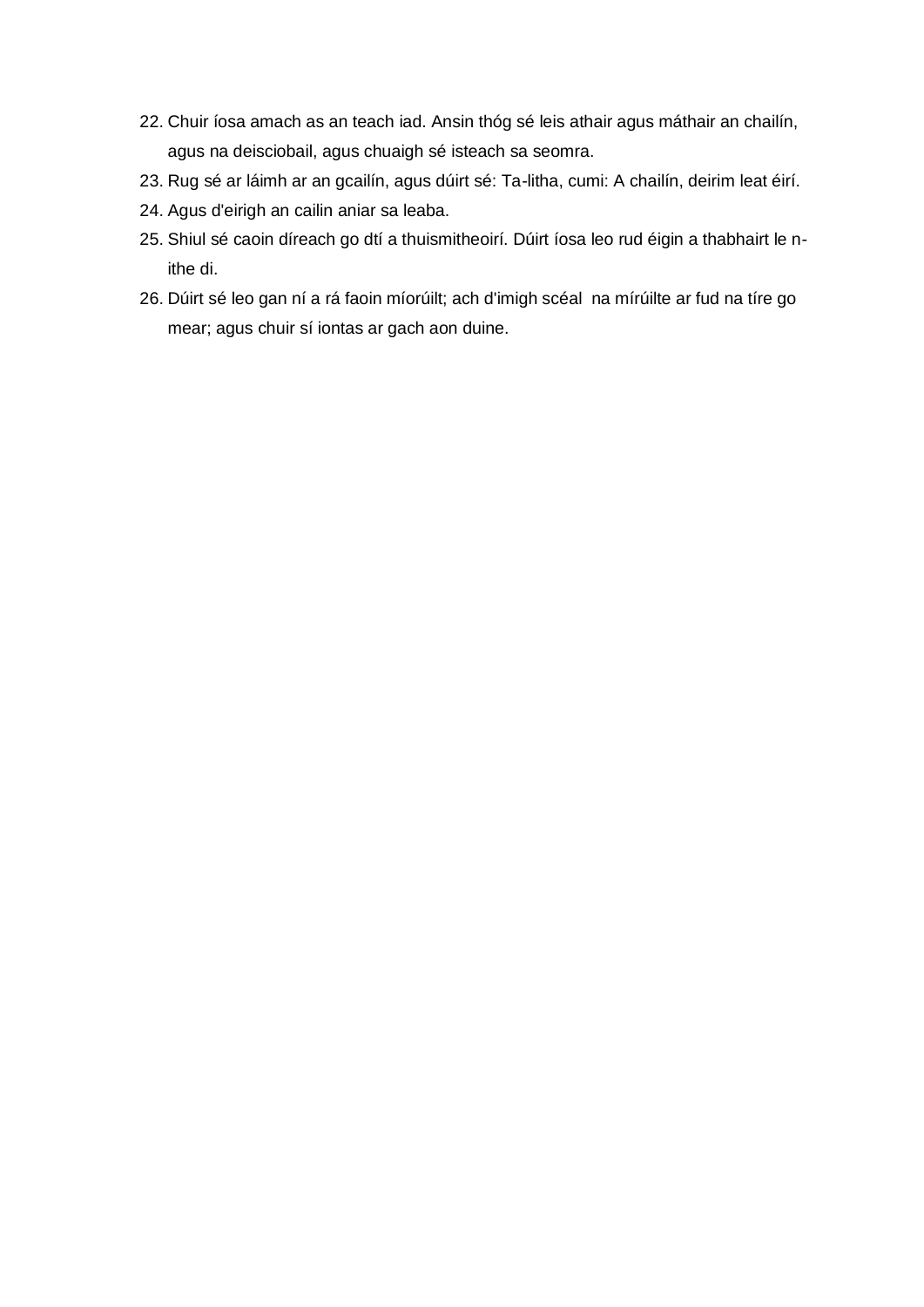22. Chuir íosa amach as an teach iad. Ansin thóg sé leis athair agus máthair an chailín, agus na deisciobail, agus chuaigh sé isteach sa seomra.
23. Rug sé ar láimh ar an gcailín, agus dúirt sé: Ta-litha, cumi: A chailín, deirim leat éirí.
24. Agus d'eirigh an cailin aniar sa leaba.
25. Shiul sé caoin díreach go dtí a thuismitheoirí. Dúirt íosa leo rud éigin a thabhairt le n-ithe di.
26. Dúirt sé leo gan ní a rá faoin míorúilt; ach d'imigh scéal  na mírúilte ar fud na tíre go mear; agus chuir sí iontas ar gach aon duine.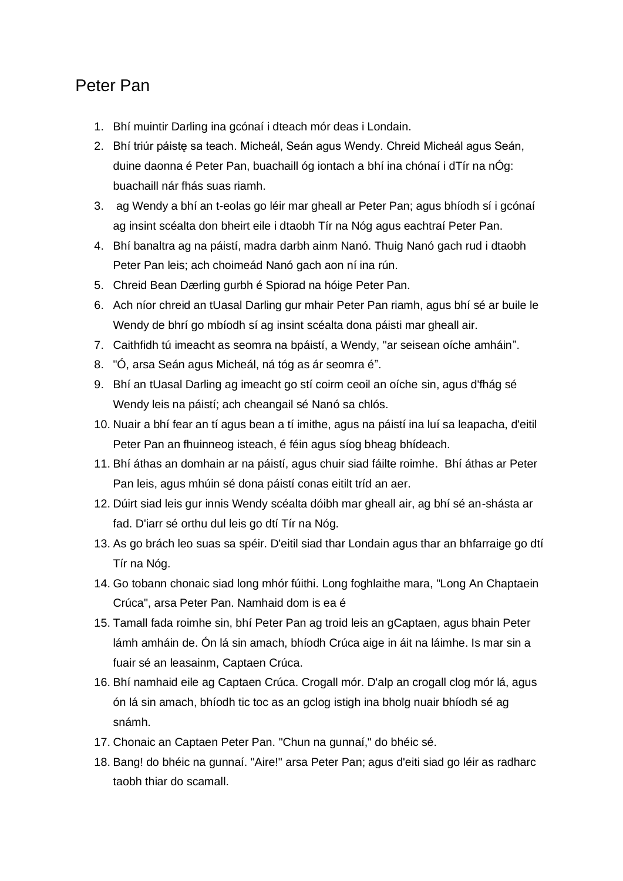# Peter Pan

1. Bhí muintir Darling ina gcónaí i dteach mór deas i Londain.
2. Bhí triúr páistę sa teach. Micheál, Seán agus Wendy. Chreid Micheál agus Seán, duine daonna é Peter Pan, buachaill óg iontach a bhí ina chónaí i dTír na nÓg: buachaill nár fhás suas riamh.
3. ag Wendy a bhí an t-eolas go léir mar gheall ar Peter Pan; agus bhíodh sí i gcónaí ag insint scéalta don bheirt eile i dtaobh Tír na Nóg agus eachtraí Peter Pan.
4. Bhí banaltra ag na páistí, madra darbh ainm Nanó. Thuig Nanó gach rud i dtaobh Peter Pan leis; ach choimeád Nanó gach aon ní ina rún.
5. Chreid Bean Dærling gurbh é Spiorad na hóige Peter Pan.
6. Ach níor chreid an tUasal Darling gur mhair Peter Pan riamh, agus bhí sé ar buile le Wendy de bhrí go mbíodh sí ag insint scéalta dona páisti mar gheall air.
7. Caithfidh tú imeacht as seomra na bpáistí, a Wendy, "ar seisean oíche amháin".
8. "Ó, arsa Seán agus Micheál, ná tóg as ár seomra é".
9. Bhí an tUasal Darling ag imeacht go stí coirm ceoil an oíche sin, agus d'fhág sé Wendy leis na páistí; ach cheangail sé Nanó sa chlós.
10. Nuair a bhí fear an tí agus bean a tí imithe, agus na páistí ina luí sa leapacha, d'eitil Peter Pan an fhuinneog isteach, é féin agus síog bheag bhídeach.
11. Bhí áthas an domhain ar na páistí, agus chuir siad fáilte roimhe. Bhí áthas ar Peter Pan leis, agus mhúin sé dona páistí conas eitilt tríd an aer.
12. Dúirt siad leis gur innis Wendy scéalta dóibh mar gheall air, ag bhí sé an-shásta ar fad. D'iarr sé orthu dul leis go dtí Tír na Nóg.
13. As go brách leo suas sa spéir. D'eitil siad thar Londain agus thar an bhfarraige go dtí Tír na Nóg.
14. Go tobann chonaic siad long mhór fúithi. Long foghlaithe mara, "Long An Chaptaein Crúca", arsa Peter Pan. Namhaid dom is ea é
15. Tamall fada roimhe sin, bhí Peter Pan ag troid leis an gCaptaen, agus bhain Peter lámh amháin de. Ón lá sin amach, bhíodh Crúca aige in áit na láimhe. Is mar sin a fuair sé an leasainm, Captaen Crúca.
16. Bhí namhaid eile ag Captaen Crúca. Crogall mór. D'alp an crogall clog mór lá, agus ón lá sin amach, bhíodh tic toc as an gclog istigh ina bholg nuair bhíodh sé ag snámh.
17. Chonaic an Captaen Peter Pan. "Chun na gunnaí," do bhéic sé.
18. Bang! do bhéic na gunnaí. "Aire!" arsa Peter Pan; agus d'eiti siad go léir as radharc taobh thiar do scamall.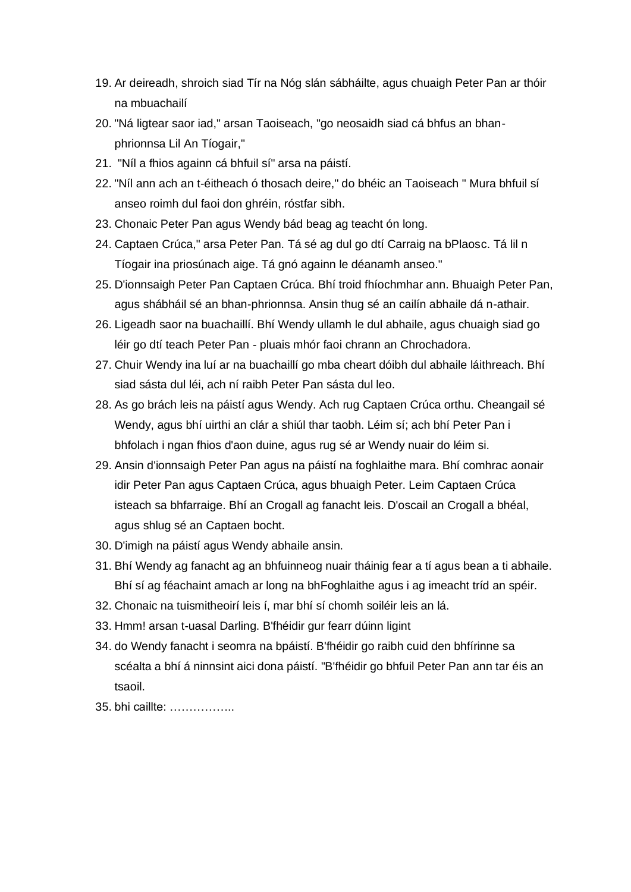19. Ar deireadh, shroich siad Tír na Nóg slán sábháilte, agus chuaigh Peter Pan ar thóir na mbuachailí
20. "Ná ligtear saor iad," arsan Taoiseach, "go neosaidh siad cá bhfus an bhan-phrionnsa Lil An Tíogair,"
21. "Níl a fhios againn cá bhfuil sí" arsa na páistí.
22. "Níl ann ach an t-éitheach ó thosach deire," do bhéic an Taoiseach " Mura bhfuil sí anseo roimh dul faoi don ghréin, róstfar sibh.
23. Chonaic Peter Pan agus Wendy bád beag ag teacht ón long.
24. Captaen Crúca," arsa Peter Pan. Tá sé ag dul go dtí Carraig na bPlaosc. Tá lil n Tíogair ina priosúnach aige. Tá gnó againn le déanamh anseo."
25. D'ionnsaigh Peter Pan Captaen Crúca. Bhí troid fhíochmhar ann. Bhuaigh Peter Pan, agus shábháil sé an bhan-phrionnsa. Ansin thug sé an cailín abhaile dá n-athair.
26. Ligeadh saor na buachaillí. Bhí Wendy ullamh le dul abhaile, agus chuaigh siad go léir go dtí teach Peter Pan - pluais mhór faoi chrann an Chrochadora.
27. Chuir Wendy ina luí ar na buachaillí go mba cheart dóibh dul abhaile láithreach. Bhí siad sásta dul léi, ach ní raibh Peter Pan sásta dul leo.
28. As go brách leis na páistí agus Wendy. Ach rug Captaen Crúca orthu. Cheangail sé Wendy, agus bhí uirthi an clár a shiúl thar taobh. Léim sí; ach bhí Peter Pan i bhfolach i ngan fhios d'aon duine, agus rug sé ar Wendy nuair do léim si.
29. Ansin d'ionnsaigh Peter Pan agus na páistí na foghlaithe mara. Bhí comhrac aonair idir Peter Pan agus Captaen Crúca, agus bhuaigh Peter. Leim Captaen Crúca isteach sa bhfarraige. Bhí an Crogall ag fanacht leis. D'oscail an Crogall a bhéal, agus shlug sé an Captaen bocht.
30. D'imigh na páistí agus Wendy abhaile ansin.
31. Bhí Wendy ag fanacht ag an bhfuinneog nuair tháinig fear a tí agus bean a ti abhaile. Bhí sí ag féachaint amach ar long na bhFoghlaithe agus i ag imeacht tríd an spéir.
32. Chonaic na tuismitheoirí leis í, mar bhí sí chomh soiléir leis an lá.
33. Hmm! arsan t-uasal Darling. B'fhéidir gur fearr dúinn ligint
34. do Wendy fanacht i seomra na bpáistí. B'fhéidir go raibh cuid den bhfírinne sa scéalta a bhí á ninnsint aici dona páistí. "B'fhéidir go bhfuil Peter Pan ann tar éis an tsaoil.
35. bhi caillte: ……………..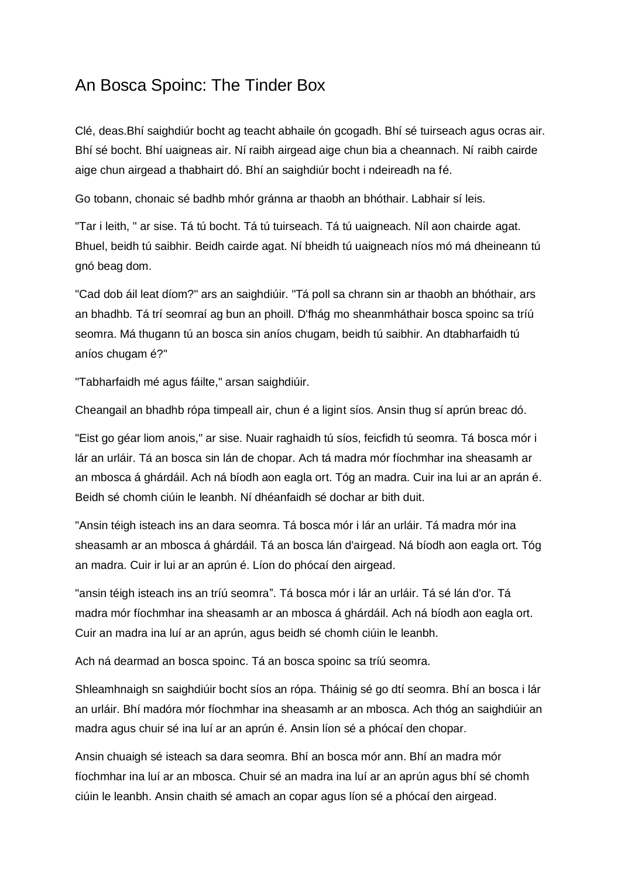# An Bosca Spoinc: The Tinder Box

Clé, deas.Bhí saighdiúr bocht ag teacht abhaile ón gcogadh. Bhí sé tuirseach agus ocras air. Bhí sé bocht. Bhí uaigneas air. Ní raibh airgead aige chun bia a cheannach. Ní raibh cairde aige chun airgead a thabhairt dó. Bhí an saighdiúr bocht i ndeireadh na fé.

Go tobann, chonaic sé badhb mhór gránna ar thaobh an bhóthair. Labhair sí leis.

"Tar i leith, " ar sise. Tá tú bocht. Tá tú tuirseach. Tá tú uaigneach. Níl aon chairde agat. Bhuel, beidh tú saibhir. Beidh cairde agat. Ní bheidh tú uaigneach níos mó má dheineann tú gnó beag dom.

"Cad dob áil leat díom?" ars an saighdiúir. "Tá poll sa chrann sin ar thaobh an bhóthair, ars an bhadhb. Tá trí seomraí ag bun an phoill. D'fhág mo sheanmháthair bosca spoinc sa tríú seomra. Má thugann tú an bosca sin aníos chugam, beidh tú saibhir. An dtabharfaidh tú aníos chugam é?"

"Tabharfaidh mé agus fáilte," arsan saighdiúir.

Cheangail an bhadhb rópa timpeall air, chun é a ligint síos. Ansin thug sí aprún breac dó.

"Eist go géar liom anois," ar sise. Nuair raghaidh tú síos, feicfidh tú seomra. Tá bosca mór i lár an urláir. Tá an bosca sin lán de chopar. Ach tá madra mór fíochmhar ina sheasamh ar an mbosca á ghárdáil. Ach ná bíodh aon eagla ort. Tóg an madra. Cuir ina lui ar an aprán é. Beidh sé chomh ciúin le leanbh. Ní dhéanfaidh sé dochar ar bith duit.

"Ansin téigh isteach ins an dara seomra. Tá bosca mór i lár an urláir. Tá madra mór ina sheasamh ar an mbosca á ghárdáil. Tá an bosca lán d'airgead. Ná bíodh aon eagla ort. Tóg an madra. Cuir ir lui ar an aprún é. Líon do phócaí den airgead.

"ansin téigh isteach ins an tríú seomra". Tá bosca mór i lár an urláir. Tá sé lán d'or. Tá madra mór fíochmhar ina sheasamh ar an mbosca á ghárdáil. Ach ná bíodh aon eagla ort. Cuir an madra ina luí ar an aprún, agus beidh sé chomh ciúin le leanbh.

Ach ná dearmad an bosca spoinc. Tá an bosca spoinc sa tríú seomra.

Shleamhnaigh sn saighdiúir bocht síos an rópa. Tháinig sé go dtí seomra. Bhí an bosca i lár an urláir. Bhí madóra mór fíochmhar ina sheasamh ar an mbosca. Ach thóg an saighdiúir an madra agus chuir sé ina luí ar an aprún é. Ansin líon sé a phócaí den chopar.

Ansin chuaigh sé isteach sa dara seomra. Bhí an bosca mór ann. Bhí an madra mór fíochmhar ina luí ar an mbosca. Chuir sé an madra ina luí ar an aprún agus bhí sé chomh ciúin le leanbh. Ansin chaith sé amach an copar agus líon sé a phócaí den airgead.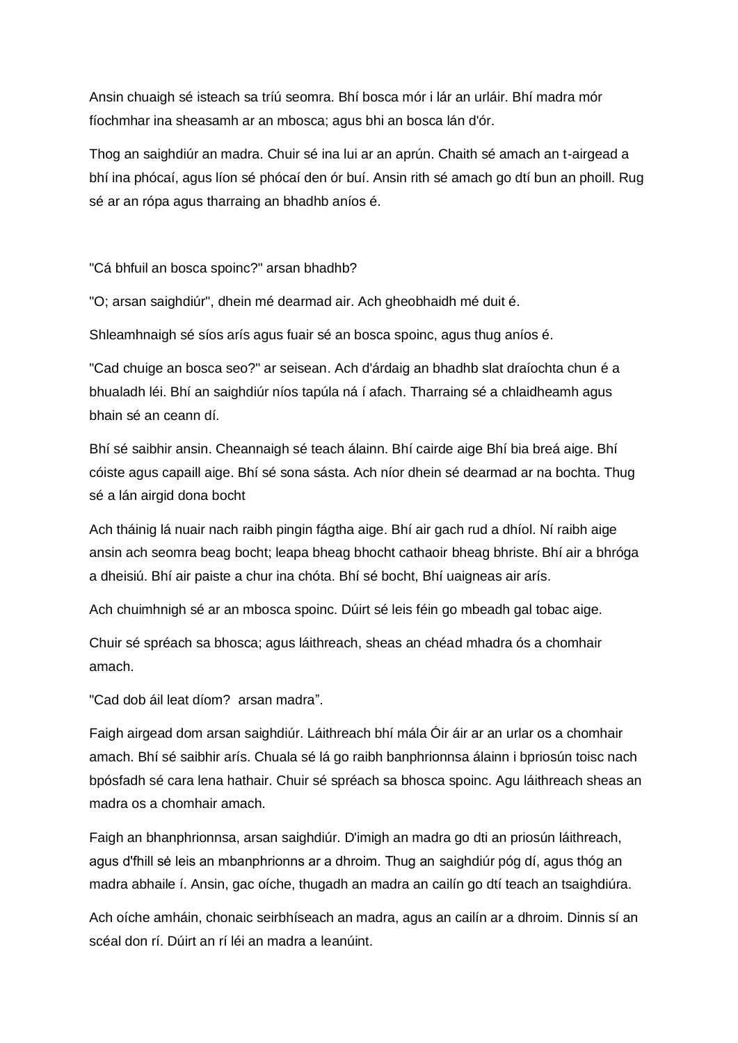Ansin chuaigh sé isteach sa tríú seomra. Bhí bosca mór i lár an urláir. Bhí madra mór fíochmhar ina sheasamh ar an mbosca; agus bhi an bosca lán d'ór.

Thog an saighdiúr an madra. Chuir sé ina lui ar an aprún. Chaith sé amach an t-airgead a bhí ina phócaí, agus líon sé phócaí den ór buí. Ansin rith sé amach go dtí bun an phoill. Rug sé ar an rópa agus tharraing an bhadhb aníos é.

"Cá bhfuil an bosca spoinc?" arsan bhadhb?

"O; arsan saighdiúr", dhein mé dearmad air. Ach gheobhaidh mé duit é.

Shleamhnaigh sé síos arís agus fuair sé an bosca spoinc, agus thug aníos é.

"Cad chuige an bosca seo?" ar seisean. Ach d'árdaig an bhadhb slat draíochta chun é a bhualadh léi. Bhí an saighdiúr níos tapúla ná í afach. Tharraing sé a chlaidheamh agus bhain sé an ceann dí.

Bhí sé saibhir ansin. Cheannaigh sé teach álainn. Bhí cairde aige Bhí bia breá aige. Bhí cóiste agus capaill aige. Bhí sé sona sásta. Ach níor dhein sé dearmad ar na bochta. Thug sé a lán airgid dona bocht

Ach tháinig lá nuair nach raibh pingin fágtha aige. Bhí air gach rud a dhíol. Ní raibh aige ansin ach seomra beag bocht; leapa bheag bhocht cathaoir bheag bhriste. Bhí air a bhróga a dheisiú. Bhí air paiste a chur ina chóta. Bhí sé bocht, Bhí uaigneas air arís.

Ach chuimhnigh sé ar an mbosca spoinc. Dúirt sé leis féin go mbeadh gal tobac aige.

Chuir sé spréach sa bhosca; agus láithreach, sheas an chéad mhadra ós a chomhair amach.

"Cad dob áil leat díom? arsan madra".

Faigh airgead dom arsan saighdiúr. Láithreach bhí mála Óir áir ar an urlar os a chomhair amach. Bhí sé saibhir arís. Chuala sé lá go raibh banphrionnsa álainn i bpriosún toisc nach bpósfadh sé cara lena hathair. Chuir sé spréach sa bhosca spoinc. Agu láithreach sheas an madra os a chomhair amach.

Faigh an bhanphrionnsa, arsan saighdiúr. D'imigh an madra go dti an priosún láithreach, agus d'fhill sė leis an mbanphrionns ar a dhroim. Thug an saighdiúr póg dí, agus thóg an madra abhaile í. Ansin, gac oíche, thugadh an madra an cailín go dtí teach an tsaighdiúra.

Ach oíche amháin, chonaic seirbhíseach an madra, agus an cailín ar a dhroim. Dinnis sí an scéal don rí. Dúirt an rí léi an madra a leanúint.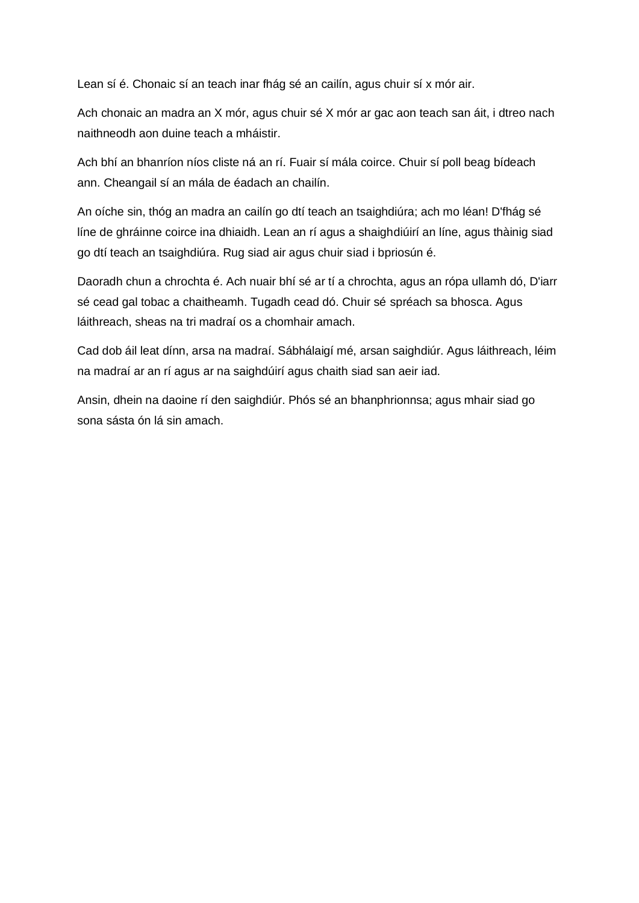Lean sí é. Chonaic sí an teach inar fhág sé an cailín, agus chuir sí x mór air.

Ach chonaic an madra an X mór, agus chuir sé X mór ar gac aon teach san áit, i dtreo nach naithneodh aon duine teach a mháistir.

Ach bhí an bhanríon níos cliste ná an rí. Fuair sí mála coirce. Chuir sí poll beag bídeach ann. Cheangail sí an mála de éadach an chailín.

An oíche sin, thóg an madra an cailín go dtí teach an tsaighdiúra; ach mo léan! D'fhág sé líne de ghráinne coirce ina dhiaidh. Lean an rí agus a shaighdiúirí an líne, agus thàinig siad go dtí teach an tsaighdiúra. Rug siad air agus chuir siad i bpriosún é.

Daoradh chun a chrochta é. Ach nuair bhí sé ar tí a chrochta, agus an rópa ullamh dó, D'iarr sé cead gal tobac a chaitheamh. Tugadh cead dó. Chuir sé spréach sa bhosca. Agus láithreach, sheas na tri madraí os a chomhair amach.

Cad dob áil leat dínn, arsa na madraí. Sábhálaigí mé, arsan saighdiúr. Agus láithreach, léim na madraí ar an rí agus ar na saighdúirí agus chaith siad san aeir iad.

Ansin, dhein na daoine rí den saighdiúr. Phós sé an bhanphrionnsa; agus mhair siad go sona sásta ón lá sin amach.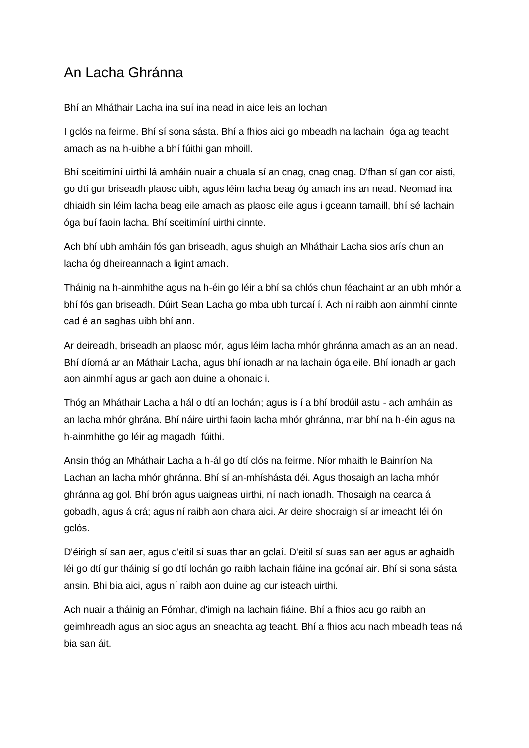# An Lacha Ghránna

Bhí an Mháthair Lacha ina suí ina nead in aice leis an lochan

I gclós na feirme. Bhí sí sona sásta. Bhí a fhios aici go mbeadh na lachain óga ag teacht amach as na h-uibhe a bhí fúithi gan mhoill.

Bhí sceitimíní uirthi lá amháin nuair a chuala sí an cnag, cnag cnag. D'fhan sí gan cor aisti, go dtí gur briseadh plaosc uibh, agus léim lacha beag óg amach ins an nead. Neomad ina dhiaidh sin léim lacha beag eile amach as plaosc eile agus i gceann tamaill, bhí sé lachain óga buí faoin lacha. Bhí sceitimíní uirthi cinnte.

Ach bhí ubh amháin fós gan briseadh, agus shuigh an Mháthair Lacha sios arís chun an lacha óg dheireannach a ligint amach.

Tháinig na h-ainmhithe agus na h-éin go léir a bhí sa chlós chun féachaint ar an ubh mhór a bhí fós gan briseadh. Dúirt Sean Lacha go mba ubh turcaí í. Ach ní raibh aon ainmhí cinnte cad é an saghas uibh bhí ann.

Ar deireadh, briseadh an plaosc mór, agus léim lacha mhór ghránna amach as an an nead. Bhí díomá ar an Máthair Lacha, agus bhí ionadh ar na lachain óga eile. Bhí ionadh ar gach aon ainmhí agus ar gach aon duine a ohonaic i.

Thóg an Mháthair Lacha a hál o dtí an lochán; agus is í a bhí brodúil astu - ach amháin as an lacha mhór ghrána. Bhí náire uirthi faoin lacha mhór ghránna, mar bhí na h-éin agus na h-ainmhithe go léir ag magadh fúithi.

Ansin thóg an Mháthair Lacha a h-ál go dtí clós na feirme. Níor mhaith le Bainríon Na Lachan an lacha mhór ghránna. Bhí sí an-mhíshásta déi. Agus thosaigh an lacha mhór ghránna ag gol. Bhí brón agus uaigneas uirthi, ní nach ionadh. Thosaigh na cearca á gobadh, agus á crá; agus ní raibh aon chara aici. Ar deire shocraigh sí ar imeacht léi ón gclós.

D'éirigh sí san aer, agus d'eitil sí suas thar an gclaí. D'eitil sí suas san aer agus ar aghaidh léi go dtí gur tháinig sí go dtí lochán go raibh lachain fiáine ina gcónaí air. Bhí si sona sásta ansin. Bhi bia aici, agus ní raibh aon duine ag cur isteach uirthi.

Ach nuair a tháinig an Fómhar, d'imigh na lachain fiáine. Bhí a fhios acu go raibh an geimhreadh agus an sioc agus an sneachta ag teacht. Bhí a fhios acu nach mbeadh teas ná bia san áit.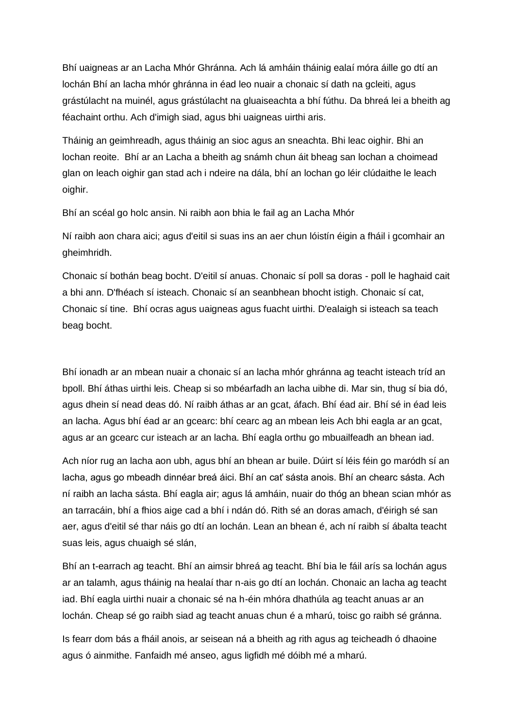Bhí uaigneas ar an Lacha Mhór Ghránna. Ach lá amháin tháinig ealaí móra áille go dtí an lochán Bhí an lacha mhór ghránna in éad leo nuair a chonaic sí dath na gcleiti, agus grástúlacht na muinél, agus grástúlacht na gluaiseachta a bhí fúthu. Da bhreá lei a bheith ag féachaint orthu. Ach d'imigh siad, agus bhi uaigneas uirthi aris.

Tháinig an geimhreadh, agus tháinig an sioc agus an sneachta. Bhi leac oighir. Bhi an lochan reoite.  Bhí ar an Lacha a bheith ag snámh chun áit bheag san lochan a choimead glan on leach oighir gan stad ach i ndeire na dála, bhí an lochan go léir clúdaithe le leach oighir.

Bhí an scéal go holc ansin. Ni raibh aon bhia le fail ag an Lacha Mhór

Ní raibh aon chara aici; agus d'eitil si suas ins an aer chun lóistín éigin a fháil i gcomhair an gheimhridh.

Chonaic sí bothán beag bocht. D'eitil sí anuas. Chonaic sí poll sa doras - poll le haghaid cait a bhi ann. D'fhéach sí isteach. Chonaic sí an seanbhean bhocht istigh. Chonaic sí cat, Chonaic sí tine.  Bhí ocras agus uaigneas agus fuacht uirthi. D'ealaigh si isteach sa teach beag bocht.

Bhí ionadh ar an mbean nuair a chonaic sí an lacha mhór ghránna ag teacht isteach tríd an bpoll. Bhí áthas uirthi leis. Cheap si so mbéarfadh an lacha uibhe di. Mar sin, thug sí bia dó, agus dhein sí nead deas dó. Ní raibh áthas ar an gcat, áfach. Bhí éad air. Bhí sé in éad leis an lacha. Agus bhí éad ar an gcearc: bhí cearc ag an mbean leis Ach bhi eagla ar an gcat, agus ar an gcearc cur isteach ar an lacha. Bhí eagla orthu go mbuailfeadh an bhean iad.

Ach níor rug an lacha aon ubh, agus bhí an bhean ar buile. Dúirt sí léis féin go maródh sí an lacha, agus go mbeadh dinnéar breá áici. Bhí an cať sásta anois. Bhí an chearc sásta. Ach ní raibh an lacha sásta. Bhí eagla air; agus lá amháin, nuair do thóg an bhean scian mhór as an tarracáin, bhí a fhios aige cad a bhí i ndán dó. Rith sé an doras amach, d'éirigh sé san aer, agus d'eitil sé thar náis go dtí an lochán. Lean an bhean é, ach ní raibh sí ábalta teacht suas leis, agus chuaigh sé slán,

Bhí an t-earrach ag teacht. Bhí an aimsir bhreá ag teacht. Bhí bia le fáil arís sa lochán agus ar an talamh, agus tháinig na healaí thar n-ais go dtí an lochán. Chonaic an lacha ag teacht iad. Bhí eagla uirthi nuair a chonaic sé na h-éin mhóra dhathúla ag teacht anuas ar an lochán. Cheap sé go raibh siad ag teacht anuas chun é a mharú, toisc go raibh sé gránna.

Is fearr dom bás a fháil anois, ar seisean ná a bheith ag rith agus ag teicheadh ó dhaoine agus ó ainmithe. Fanfaidh mé anseo, agus ligfidh mé dóibh mé a mharú.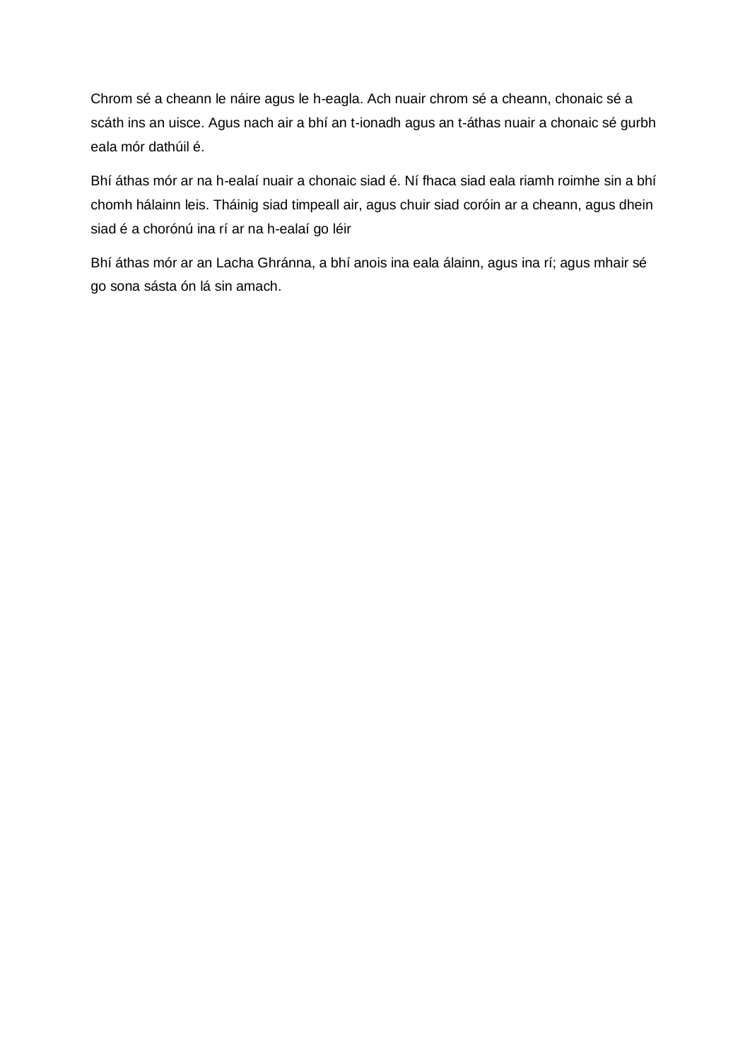Chrom sé a cheann le náire agus le h-eagla. Ach nuair chrom sé a cheann, chonaic sé a scáth ins an uisce. Agus nach air a bhí an t-ionadh agus an t-áthas nuair a chonaic sé gurbh eala mór dathúil é.

Bhí áthas mór ar na h-ealaí nuair a chonaic siad é. Ní fhaca siad eala riamh roimhe sin a bhí chomh hálainn leis. Tháinig siad timpeall air, agus chuir siad coróin ar a cheann, agus dhein siad é a chorónú ina rí ar na h-ealaí go léir

Bhí áthas mór ar an Lacha Ghránna, a bhí anois ina eala álainn, agus ina rí; agus mhair sé go sona sásta ón lá sin amach.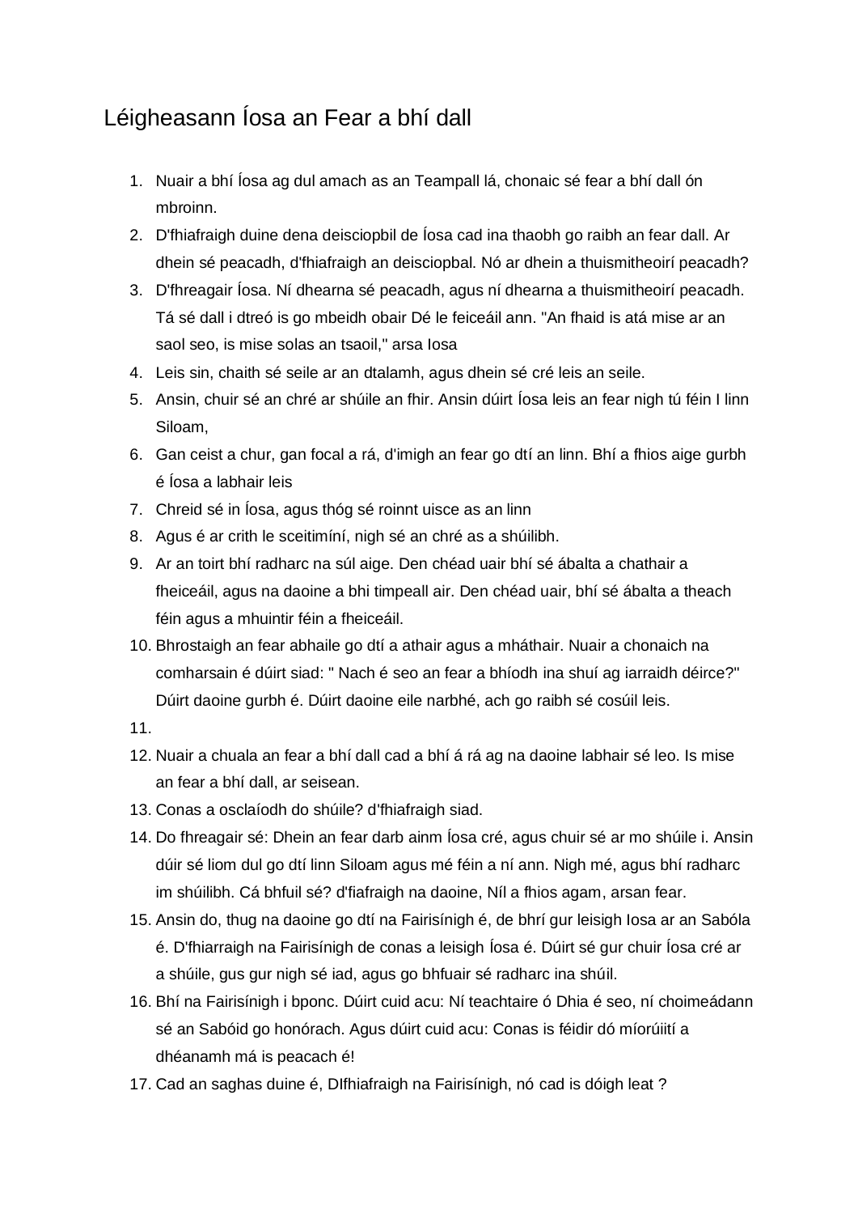# Léigheasann Íosa an Fear a bhí dall

1. Nuair a bhí Íosa ag dul amach as an Teampall lá, chonaic sé fear a bhí dall ón mbroinn.
2. D'fhiafraigh duine dena deisciopbil de Íosa cad ina thaobh go raibh an fear dall. Ar dhein sé peacadh, d'fhiafraigh an deisciopbal. Nó ar dhein a thuismitheoirí peacadh?
3. D'fhreagair Íosa. Ní dhearna sé peacadh, agus ní dhearna a thuismitheoirí peacadh. Tá sé dall i dtreó is go mbeidh obair Dé le feiceáil ann. "An fhaid is atá mise ar an saol seo, is mise solas an tsaoil," arsa Iosa
4. Leis sin, chaith sé seile ar an dtalamh, agus dhein sé cré leis an seile.
5. Ansin, chuir sé an chré ar shúile an fhir. Ansin dúirt Íosa leis an fear nigh tú féin I linn Siloam,
6. Gan ceist a chur, gan focal a rá, d'imigh an fear go dtí an linn. Bhí a fhios aige gurbh é Íosa a labhair leis
7. Chreid sé in Íosa, agus thóg sé roinnt uisce as an linn
8. Agus é ar crith le sceitimíní, nigh sé an chré as a shúilibh.
9. Ar an toirt bhí radharc na súl aige. Den chéad uair bhí sé ábalta a chathair a fheiceáil, agus na daoine a bhi timpeall air. Den chéad uair, bhí sé ábalta a theach féin agus a mhuintir féin a fheiceáil.
10. Bhrostaigh an fear abhaile go dtí a athair agus a mháthair. Nuair a chonaich na comharsain é dúirt siad: " Nach é seo an fear a bhíodh ina shuí ag iarraidh déirce?" Dúirt daoine gurbh é. Dúirt daoine eile narbhé, ach go raibh sé cosúil leis.
11. 
12. Nuair a chuala an fear a bhí dall cad a bhí á rá ag na daoine labhair sé leo. Is mise an fear a bhí dall, ar seisean.
13. Conas a osclaíodh do shúile? d'fhiafraigh siad.
14. Do fhreagair sé: Dhein an fear darb ainm Íosa cré, agus chuir sé ar mo shúile i. Ansin dúir sé liom dul go dtí linn Siloam agus mé féin a ní ann. Nigh mé, agus bhí radharc im shúilibh. Cá bhfuil sé? d'fiafraigh na daoine, Níl a fhios agam, arsan fear.
15. Ansin do, thug na daoine go dtí na Fairisínigh é, de bhrí gur leisigh Iosa ar an Sabóla é. D'fhiarraigh na Fairisínigh de conas a leisigh Íosa é. Dúirt sé gur chuir Íosa cré ar a shúile, gus gur nigh sé iad, agus go bhfuair sé radharc ina shúil.
16. Bhí na Fairisínigh i bponc. Dúirt cuid acu: Ní teachtaire ó Dhia é seo, ní choimeádann sé an Sabóid go honórach. Agus dúirt cuid acu: Conas is féidir dó míorúiití a dhéanamh má is peacach é!
17. Cad an saghas duine é, DIfhiafraigh na Fairisínigh, nó cad is dóigh leat ?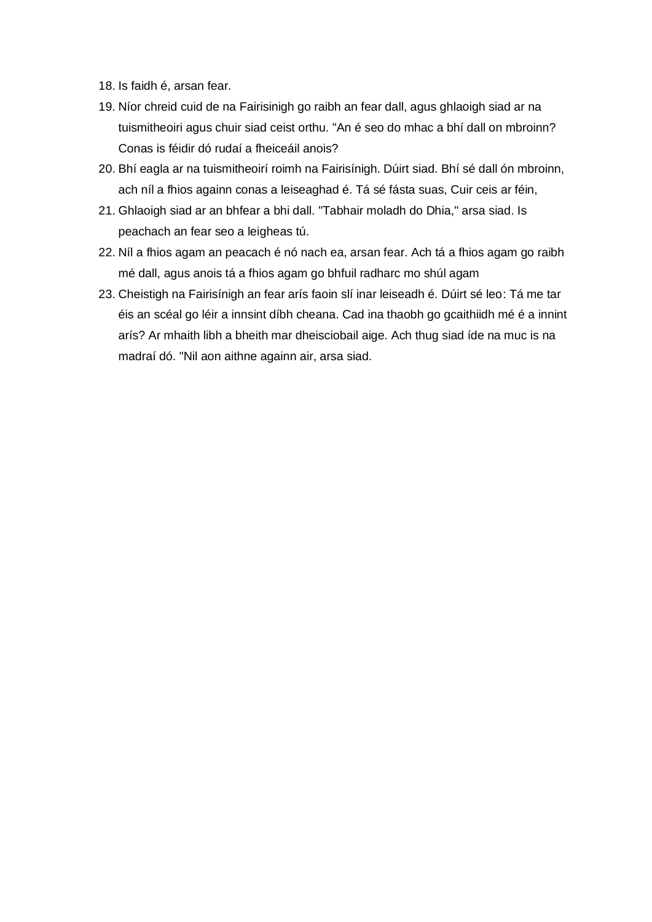18. Is faidh é, arsan fear.
19. Níor chreid cuid de na Fairisinigh go raibh an fear dall, agus ghlaoigh siad ar na tuismitheoiri agus chuir siad ceist orthu. "An é seo do mhac a bhí dall on mbroinn? Conas is féidir dó rudaí a fheiceáil anois?
20. Bhí eagla ar na tuismitheoirí roimh na Fairisínigh. Dúirt siad. Bhí sé dall ón mbroinn, ach níl a fhios againn conas a leiseaghad é. Tá sé fásta suas, Cuir ceis ar féin,
21. Ghlaoigh siad ar an bhfear a bhi dall. "Tabhair moladh do Dhia," arsa siad. Is peachach an fear seo a leigheas tú.
22. Níl a fhios agam an peacach é nó nach ea, arsan fear. Ach tá a fhios agam go raibh mé dall, agus anois tá a fhios agam go bhfuil radharc mo shúl agam
23. Cheistigh na Fairisínigh an fear arís faoin slí inar leiseadh é. Dúirt sé leo: Tá me tar éis an scéal go léir a innsint díbh cheana. Cad ina thaobh go gcaithiidh mé é a innint arís? Ar mhaith libh a bheith mar dheisciobail aige. Ach thug siad íde na muc is na madraí dó. "Nil aon aithne againn air, arsa siad.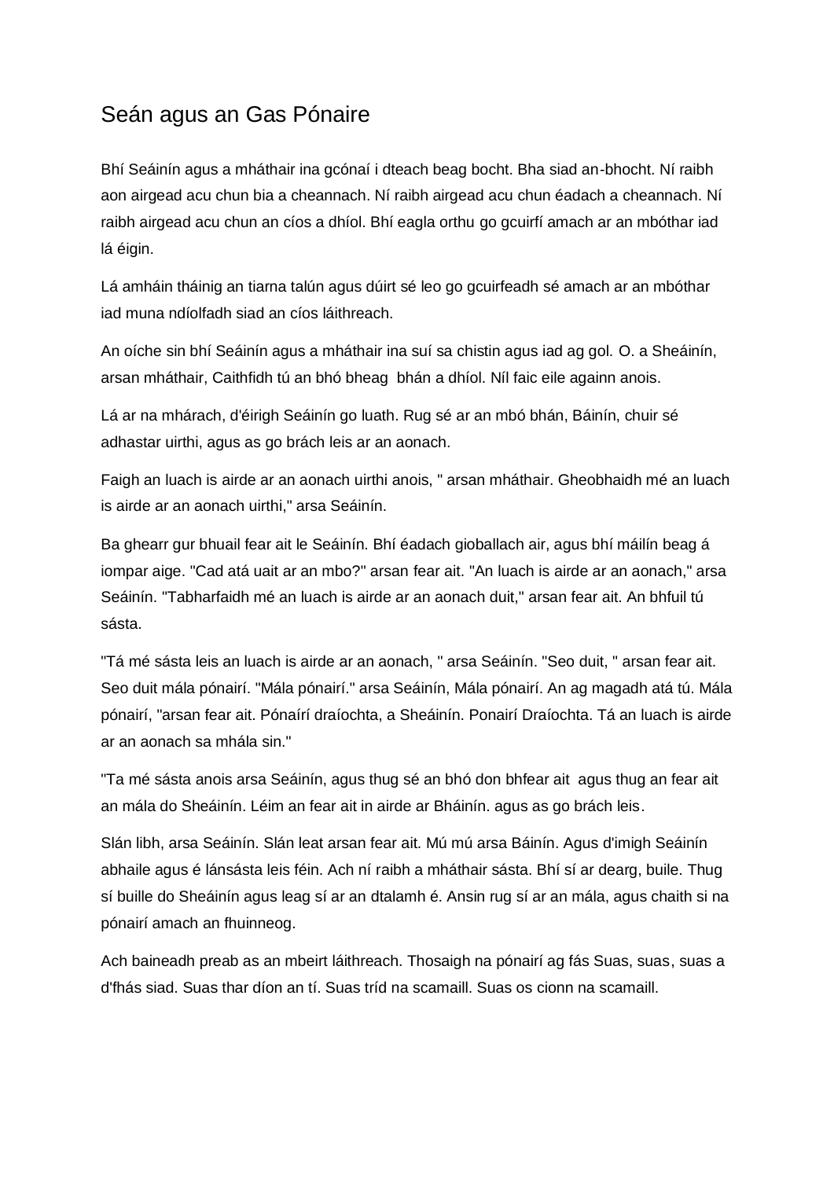# Seán agus an Gas Pónaire

Bhí Seáinín agus a mháthair ina gcónaí i dteach beag bocht. Bha siad an-bhocht. Ní raibh aon airgead acu chun bia a cheannach. Ní raibh airgead acu chun éadach a cheannach. Ní raibh airgead acu chun an cíos a dhíol. Bhí eagla orthu go gcuirfí amach ar an mbóthar iad lá éigin.

Lá amháin tháinig an tiarna talún agus dúirt sé leo go gcuirfeadh sé amach ar an mbóthar iad muna ndíolfadh siad an cíos láithreach.

An oíche sin bhí Seáinín agus a mháthair ina suí sa chistin agus iad ag gol. O. a Sheáinín, arsan mháthair, Caithfidh tú an bhó bheag  bhán a dhíol. Níl faic eile againn anois.

Lá ar na mhárach, d'éirigh Seáinín go luath. Rug sé ar an mbó bhán, Báinín, chuir sé adhastar uirthi, agus as go brách leis ar an aonach.

Faigh an luach is airde ar an aonach uirthi anois, " arsan mháthair. Gheobhaidh mé an luach is airde ar an aonach uirthi," arsa Seáinín.

Ba ghearr gur bhuail fear ait le Seáinín. Bhí éadach gioballach air, agus bhí máilín beag á iompar aige. "Cad atá uait ar an mbo?" arsan fear ait. "An luach is airde ar an aonach," arsa Seáinín. "Tabharfaidh mé an luach is airde ar an aonach duit," arsan fear ait. An bhfuil tú sásta.

"Tá mé sásta leis an luach is airde ar an aonach, " arsa Seáinín. "Seo duit, " arsan fear ait. Seo duit mála pónairí. "Mála pónairí." arsa Seáinín, Mála pónairí. An ag magadh atá tú. Mála pónairí, "arsan fear ait. Pónaírí draíochta, a Sheáinín. Ponairí Draíochta. Tá an luach is airde ar an aonach sa mhála sin."

"Ta mé sásta anois arsa Seáinín, agus thug sé an bhó don bhfear ait  agus thug an fear ait an mála do Sheáinín. Léim an fear ait in airde ar Bháinín. agus as go brách leis.

Slán libh, arsa Seáinín. Slán leat arsan fear ait. Mú mú arsa Báinín. Agus d'imigh Seáinín abhaile agus é lánsásta leis féin. Ach ní raibh a mháthair sásta. Bhí sí ar dearg, buile. Thug sí buille do Sheáinín agus leag sí ar an dtalamh é. Ansin rug sí ar an mála, agus chaith si na pónairí amach an fhuinneog.

Ach baineadh preab as an mbeirt láithreach. Thosaigh na pónairí ag fás Suas, suas, suas a d'fhás siad. Suas thar díon an tí. Suas tríd na scamaill. Suas os cionn na scamaill.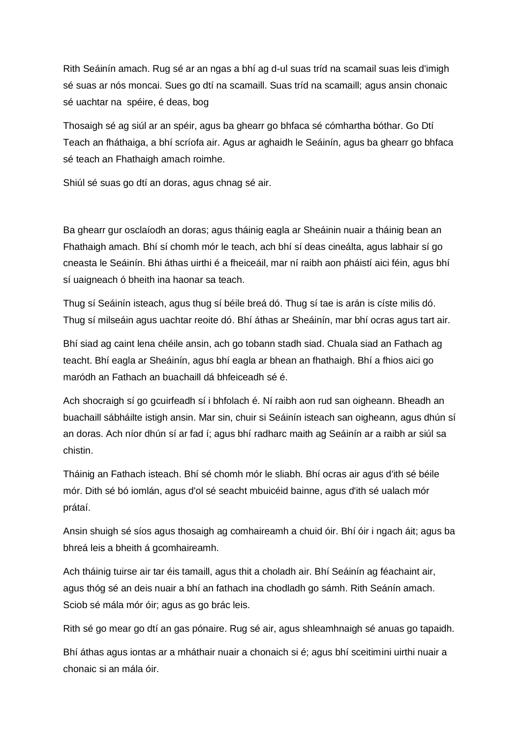Rith Seáinín amach. Rug sé ar an ngas a bhí ag d-ul suas tríd na scamail suas leis d'imigh sé suas ar nós moncai. Sues go dtí na scamaill. Suas tríd na scamaill; agus ansin chonaic sé uachtar na  spéire, é deas, bog

Thosaigh sé ag siúl ar an spéir, agus ba ghearr go bhfaca sé cómhartha bóthar. Go Dtí Teach an fháthaiga, a bhí scríofa air. Agus ar aghaidh le Seáinín, agus ba ghearr go bhfaca sé teach an Fhathaigh amach roimhe.

Shiúl sé suas go dtí an doras, agus chnag sé air.

Ba ghearr gur osclaíodh an doras; agus tháinig eagla ar Sheáinin nuair a tháinig bean an Fhathaigh amach. Bhí sí chomh mór le teach, ach bhí sí deas cineálta, agus labhair sí go cneasta le Seáinín. Bhi áthas uirthi é a fheiceáil, mar ní raibh aon pháistí aici féin, agus bhí sí uaigneach ó bheith ina haonar sa teach.

Thug sí Seáinín isteach, agus thug sí béile breá dó. Thug sí tae is arán is císte milis dó. Thug sí milseáin agus uachtar reoite dó. Bhí áthas ar Sheáinín, mar bhí ocras agus tart air.

Bhí siad ag caint lena chéile ansin, ach go tobann stadh siad. Chuala siad an Fathach ag teacht. Bhí eagla ar Sheáinín, agus bhí eagla ar bhean an fhathaigh. Bhí a fhios aici go maródh an Fathach an buachaill dá bhfeiceadh sé é.

Ach shocraigh sí go gcuirfeadh sí i bhfolach é. Ní raibh aon rud san oigheann. Bheadh an buachaill sábháilte istigh ansin. Mar sin, chuir si Seáinín isteach san oigheann, agus dhún sí an doras. Ach níor dhún sí ar fad í; agus bhí radharc maith ag Seáinín ar ar a raibh ar siúl sa chistin.

Tháinig an Fathach isteach. Bhí sé chomh mór le sliabh. Bhí ocras air agus d'ith sé béile mór. Dith sé bó iomlán, agus d'ol sé seacht mbuicéid bainne, agus d'ith sé ualach mór prátaí.

Ansin shuigh sé síos agus thosaigh ag comhaireamh a chuid óir. Bhí óir i ngach áit; agus ba bhreá leis a bheith á gcomhaireamh.

Ach tháinig tuirse air tar éis tamaill, agus thit a choladh air. Bhí Seáinín ag féachaint air, agus thóg sé an deis nuair a bhí an fathach ina chodladh go sámh. Rith Seánín amach. Sciob sé mála mór óir; agus as go brác leis.

Rith sé go mear go dtí an gas pónaire. Rug sé air, agus shleamhnaigh sé anuas go tapaidh.

Bhí áthas agus iontas ar a mháthair nuair a chonaich si é; agus bhí sceitimini uirthi nuair a chonaic si an mála óir.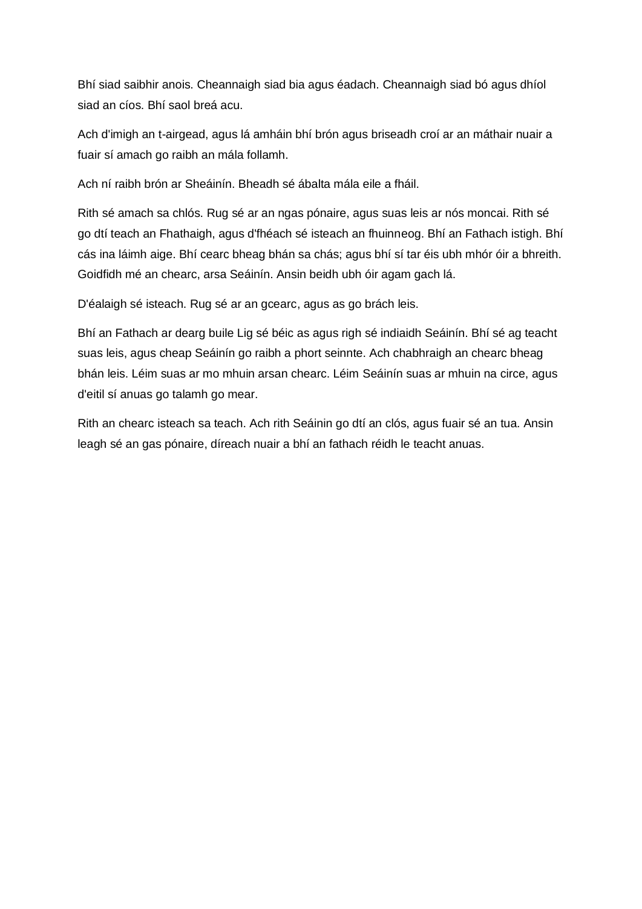Bhí siad saibhir anois. Cheannaigh siad bia agus éadach. Cheannaigh siad bó agus dhíol siad an cíos. Bhí saol breá acu.

Ach d'imigh an t-airgead, agus lá amháin bhí brón agus briseadh croí ar an máthair nuair a fuair sí amach go raibh an mála follamh.

Ach ní raibh brón ar Sheáinín. Bheadh sé ábalta mála eile a fháil.

Rith sé amach sa chlós. Rug sé ar an ngas pónaire, agus suas leis ar nós moncai. Rith sé go dtí teach an Fhathaigh, agus d'fhéach sé isteach an fhuinneog. Bhí an Fathach istigh. Bhí cás ina láimh aige. Bhí cearc bheag bhán sa chás; agus bhí sí tar éis ubh mhór óir a bhreith. Goidfidh mé an chearc, arsa Seáinín. Ansin beidh ubh óir agam gach lá.

D'éalaigh sé isteach. Rug sé ar an gcearc, agus as go brách leis.

Bhí an Fathach ar dearg buile Lig sé béic as agus righ sé indiaidh Seáinín. Bhí sé ag teacht suas leis, agus cheap Seáinín go raibh a phort seinnte. Ach chabhraigh an chearc bheag bhán leis. Léim suas ar mo mhuin arsan chearc. Léim Seáinín suas ar mhuin na circe, agus d'eitil sí anuas go talamh go mear.

Rith an chearc isteach sa teach. Ach rith Seáinin go dtí an clós, agus fuair sé an tua. Ansin leagh sé an gas pónaire, díreach nuair a bhí an fathach réidh le teacht anuas.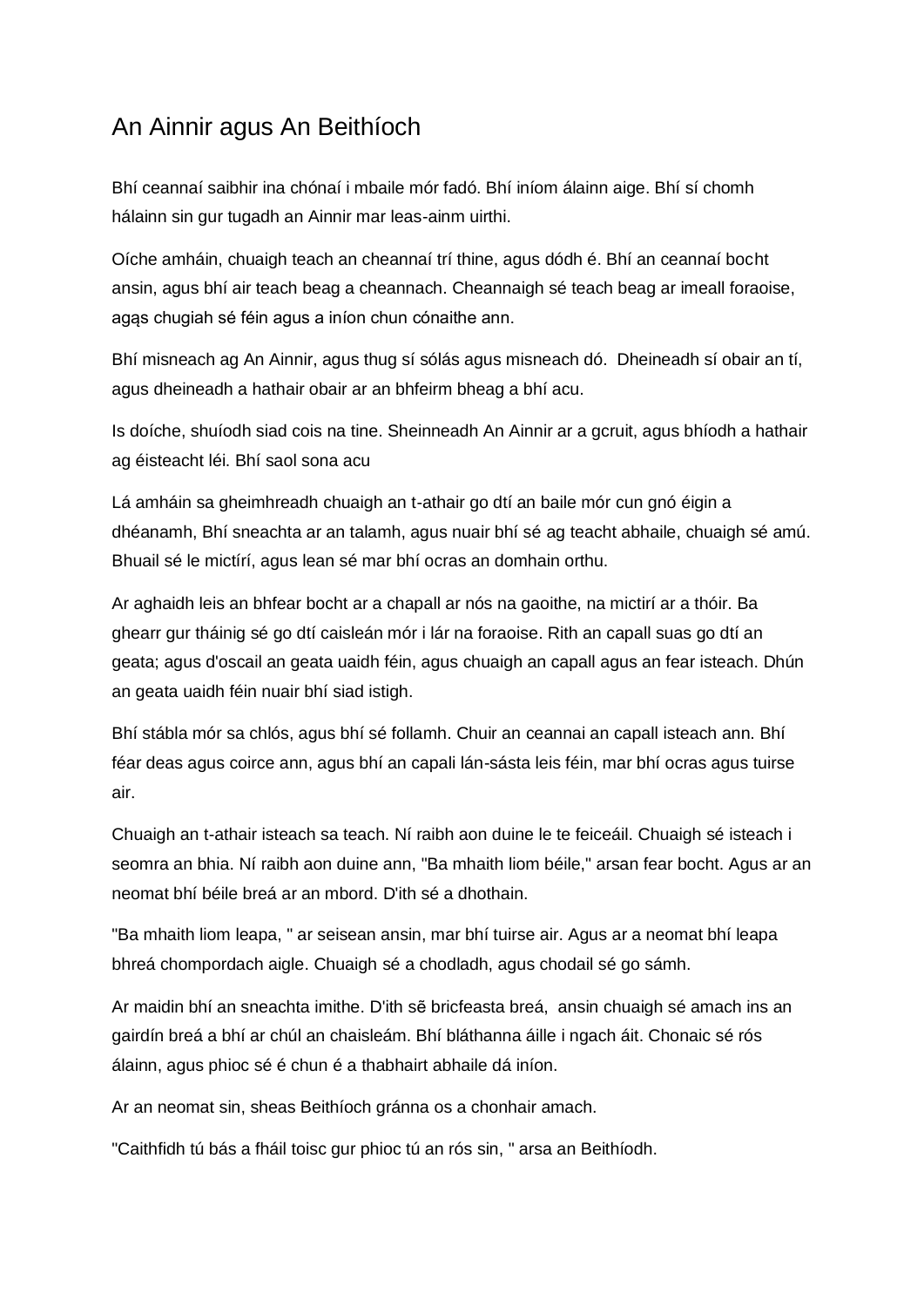# An Ainnir agus An Beithíoch

Bhí ceannaí saibhir ina chónaí i mbaile mór fadó. Bhí iníom álainn aige. Bhí sí chomh hálainn sin gur tugadh an Ainnir mar leas-ainm uirthi.

Oíche amháin, chuaigh teach an cheannaí trí thine, agus dódh é. Bhí an ceannaí bocht ansin, agus bhí air teach beag a cheannach. Cheannaigh sé teach beag ar imeall foraoise, agąs chugiah sé féin agus a iníon chun cónaithe ann.

Bhí misneach ag An Ainnir, agus thug sí sólás agus misneach dó. Dheineadh sí obair an tí, agus dheineadh a hathair obair ar an bhfeirm bheag a bhí acu.

Is doíche, shuíodh siad cois na tine. Sheinneadh An Ainnir ar a gcruit, agus bhíodh a hathair ag éisteacht léi. Bhí saol sona acu

Lá amháin sa gheimhreadh chuaigh an t-athair go dtí an baile mór cun gnó éigin a dhéanamh, Bhí sneachta ar an talamh, agus nuair bhí sé ag teacht abhaile, chuaigh sé amú. Bhuail sé le mictírí, agus lean sé mar bhí ocras an domhain orthu.

Ar aghaidh leis an bhfear bocht ar a chapall ar nós na gaoithe, na mictirí ar a thóir. Ba ghearr gur tháinig sé go dtí caisleán mór i lár na foraoise. Rith an capall suas go dtí an geata; agus d'oscail an geata uaidh féin, agus chuaigh an capall agus an fear isteach. Dhún an geata uaidh féin nuair bhí siad istigh.

Bhí stábla mór sa chlós, agus bhí sé follamh. Chuir an ceannai an capall isteach ann. Bhí féar deas agus coirce ann, agus bhí an capali lán-sásta leis féin, mar bhí ocras agus tuirse air.

Chuaigh an t-athair isteach sa teach. Ní raibh aon duine le te feiceáil. Chuaigh sé isteach i seomra an bhia. Ní raibh aon duine ann, "Ba mhaith liom béile," arsan fear bocht. Agus ar an neomat bhí béile breá ar an mbord. D'ith sé a dhothain.

"Ba mhaith liom leapa, " ar seisean ansin, mar bhí tuirse air. Agus ar a neomat bhí leapa bhreá chompordach aigle. Chuaigh sé a chodladh, agus chodail sé go sámh.

Ar maidin bhí an sneachta imithe. D'ith sẽ bricfeasta breá, ansin chuaigh sé amach ins an gairdín breá a bhí ar chúl an chaisleám. Bhí bláthanna áille i ngach áit. Chonaic sé rós álainn, agus phioc sé é chun é a thabhairt abhaile dá iníon.

Ar an neomat sin, sheas Beithíoch gránna os a chonhair amach.

"Caithfidh tú bás a fháil toisc gur phioc tú an rós sin, " arsa an Beithíodh.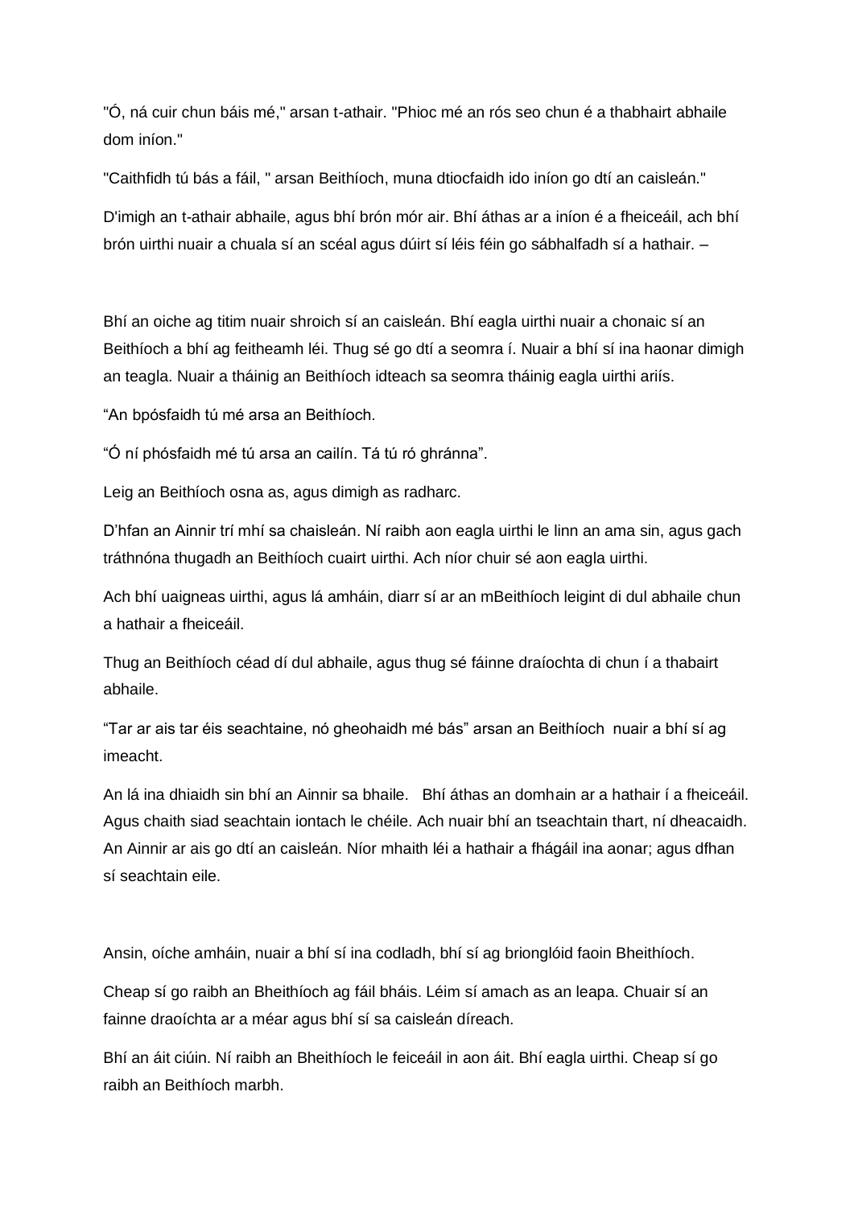"Ó, ná cuir chun báis mé," arsan t-athair. "Phioc mé an rós seo chun é a thabhairt abhaile dom iníon."

"Caithfidh tú bás a fáil, " arsan Beithíoch, muna dtiocfaidh ido iníon go dtí an caisleán."

D'imigh an t-athair abhaile, agus bhí brón mór air. Bhí áthas ar a iníon é a fheiceáil, ach bhí brón uirthi nuair a chuala sí an scéal agus dúirt sí léis féin go sábhalfadh sí a hathair. –

Bhí an oiche ag titim nuair shroich sí an caisleán. Bhí eagla uirthi nuair a chonaic sí an Beithíoch a bhí ag feitheamh léi. Thug sé go dtí a seomra í. Nuair a bhí sí ina haonar dimigh an teagla. Nuair a tháinig an Beithíoch idteach sa seomra tháinig eagla uirthi ariís.

“An bpósfaidh tú mé arsa an Beithíoch.

“Ó ní phósfaidh mé tú arsa an cailín. Tá tú ró ghránna”.

Leig an Beithíoch osna as, agus dimigh as radharc.

D’hfan an Ainnir trí mhí sa chaisleán. Ní raibh aon eagla uirthi le linn an ama sin, agus gach tráthnóna thugadh an Beithíoch cuairt uirthi. Ach níor chuir sé aon eagla uirthi.

Ach bhí uaigneas uirthi, agus lá amháin, diarr sí ar an mBeithíoch leigint di dul abhaile chun a hathair a fheiceáil.

Thug an Beithíoch céad dí dul abhaile, agus thug sé fáinne draíochta di chun í a thabairt abhaile.

“Tar ar ais tar éis seachtaine, nó gheohaidh mé bás” arsan an Beithíoch nuair a bhí sí ag imeacht.

An lá ina dhiaidh sin bhí an Ainnir sa bhaile. Bhí áthas an domhain ar a hathair í a fheiceáil. Agus chaith siad seachtain iontach le chéile. Ach nuair bhí an tseachtain thart, ní dheacaidh. An Ainnir ar ais go dtí an caisleán. Níor mhaith léi a hathair a fhágáil ina aonar; agus dfhan sí seachtain eile.

Ansin, oíche amháin, nuair a bhí sí ina codladh, bhí sí ag brionglóid faoin Bheithíoch.

Cheap sí go raibh an Bheithíoch ag fáil bháis. Léim sí amach as an leapa. Chuair sí an fainne draoíchta ar a méar agus bhí sí sa caisleán díreach.

Bhí an áit ciúin. Ní raibh an Bheithíoch le feiceáil in aon áit. Bhí eagla uirthi. Cheap sí go raibh an Beithíoch marbh.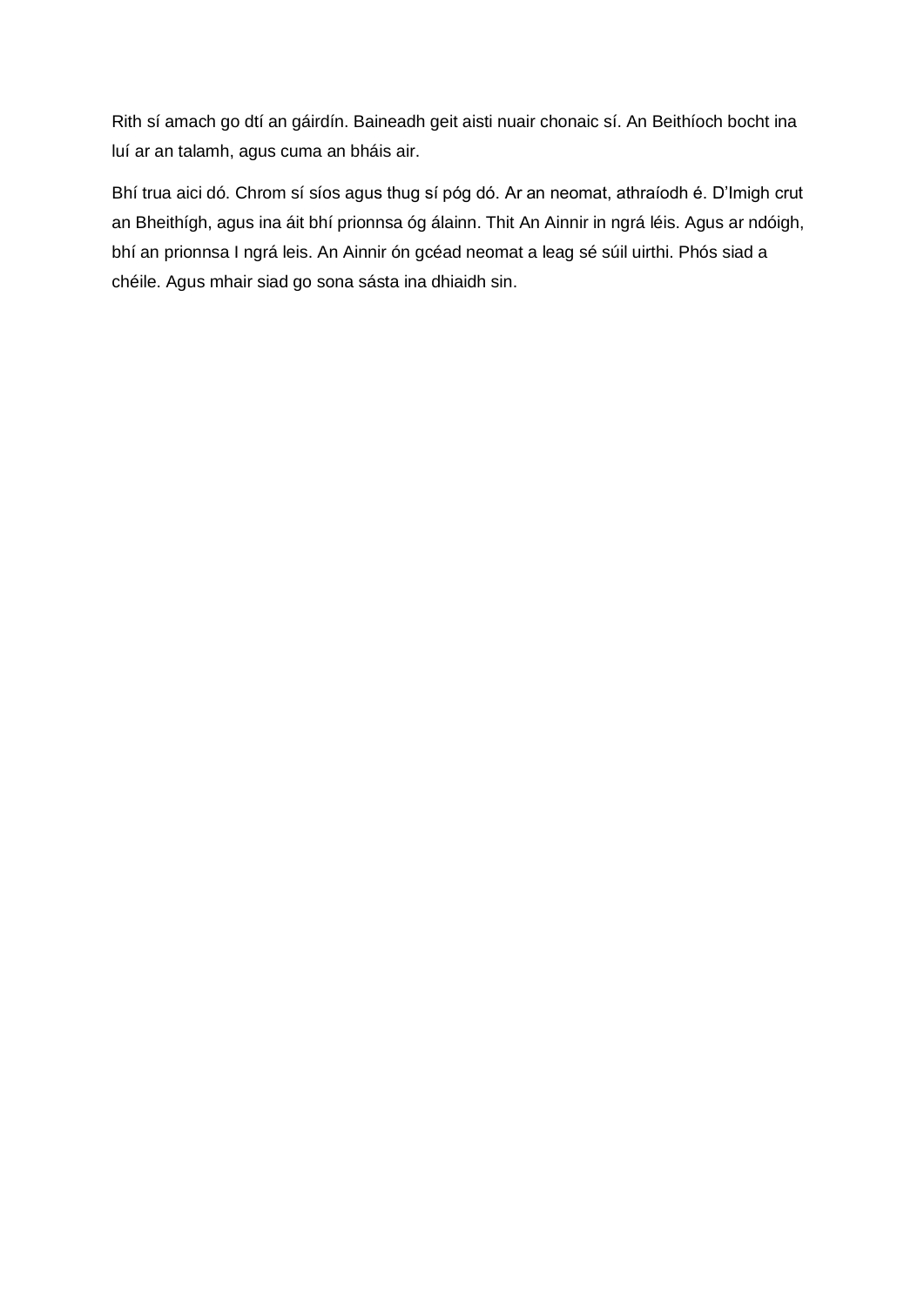Rith sí amach go dtí an gáirdín. Baineadh geit aisti nuair chonaic sí. An Beithíoch bocht ina luí ar an talamh, agus cuma an bháis air.

Bhí trua aici dó. Chrom sí síos agus thug sí póg dó. Ar an neomat, athraíodh é. D'Imigh crut an Bheithígh, agus ina áit bhí prionnsa óg álainn. Thit An Ainnir in ngrá léis. Agus ar ndóigh, bhí an prionnsa I ngrá leis. An Ainnir ón gcéad neomat a leag sé súil uirthi. Phós siad a chéile. Agus mhair siad go sona sásta ina dhiaidh sin.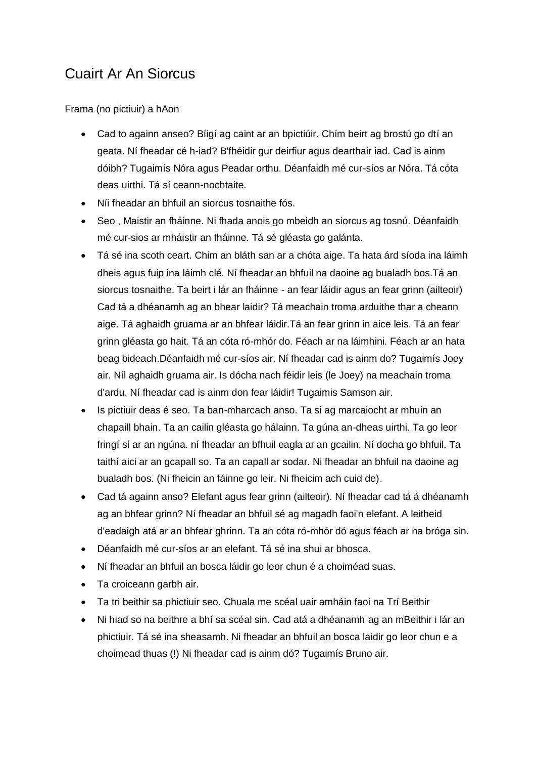# Cuairt Ar An Siorcus

Frama (no pictiuir) a hAon

- Cad to againn anseo? Bíigí ag caint ar an bpictiúir. Chím beirt ag brostú go dtí an geata. Ní fheadar cé h-iad? B'fhéidir gur deirfiur agus dearthair iad. Cad is ainm dóibh? Tugaimís Nóra agus Peadar orthu. Déanfaidh mé cur-síos ar Nóra. Tá cóta deas uirthi. Tá sí ceann-nochtaite.
- Níi fheadar an bhfuil an siorcus tosnaithe fós.
- Seo , Maistir an fháinne. Ni fhada anois go mbeidh an siorcus ag tosnú. Déanfaidh mé cur-sios ar mháistir an fháinne. Tá sé gléasta go galánta.
- Tá sé ina scoth ceart. Chim an bláth san ar a chóta aige. Ta hata árd síoda ina láimh dheis agus fuip ina láimh clé. Ní fheadar an bhfuil na daoine ag bualadh bos.Tá an siorcus tosnaithe. Ta beirt i lár an fháinne - an fear láidir agus an fear grinn (ailteoir) Cad tá a dhéanamh ag an bhear laidir? Tá meachain troma arduithe thar a cheann aige. Tá aghaidh gruama ar an bhfear láidir.Tá an fear grinn in aice leis. Tá an fear grinn gléasta go hait. Tá an cóta ró-mhór do. Féach ar na láimhini. Féach ar an hata beag bideach.Déanfaidh mé cur-síos air. Ní fheadar cad is ainm do? Tugaimís Joey air. Níl aghaidh gruama air. Is dócha nach féidir leis (le Joey) na meachain troma d'ardu. Ní fheadar cad is ainm don fear láidir! Tugaimis Samson air.
- Is pictiuir deas é seo. Ta ban-mharcach anso. Ta si ag marcaiocht ar mhuin an chapaill bhain. Ta an cailin gléasta go hálainn. Ta gúna an-dheas uirthi. Ta go leor fringí sí ar an ngúna. ní fheadar an bfhuil eagla ar an gcailin. Ní docha go bhfuil. Ta taithí aici ar an gcapall so. Ta an capall ar sodar. Ni fheadar an bhfuil na daoine ag bualadh bos. (Ni fheicin an fáinne go leir. Ni fheicim ach cuid de).
- Cad tá againn anso? Elefant agus fear grinn (ailteoir). Ní fheadar cad tá á dhéanamh ag an bhfear grinn? Ní fheadar an bhfuil sé ag magadh faoi'n elefant. A leitheid d'eadaigh atá ar an bhfear ghrinn. Ta an cóta ró-mhór dó agus féach ar na bróga sin.
- Déanfaidh mé cur-síos ar an elefant. Tá sé ina shui ar bhosca.
- Ní fheadar an bhfuil an bosca láidir go leor chun é a choiméad suas.
- Ta croiceann garbh air.
- Ta tri beithir sa phictiuir seo. Chuala me scéal uair amháin faoi na Trí Beithir
- Ni hiad so na beithre a bhí sa scéal sin. Cad atá a dhéanamh ag an mBeithir i lár an phictiuir. Tá sé ina sheasamh. Ni fheadar an bhfuil an bosca laidir go leor chun e a choimead thuas (!) Ni fheadar cad is ainm dó? Tugaimís Bruno air.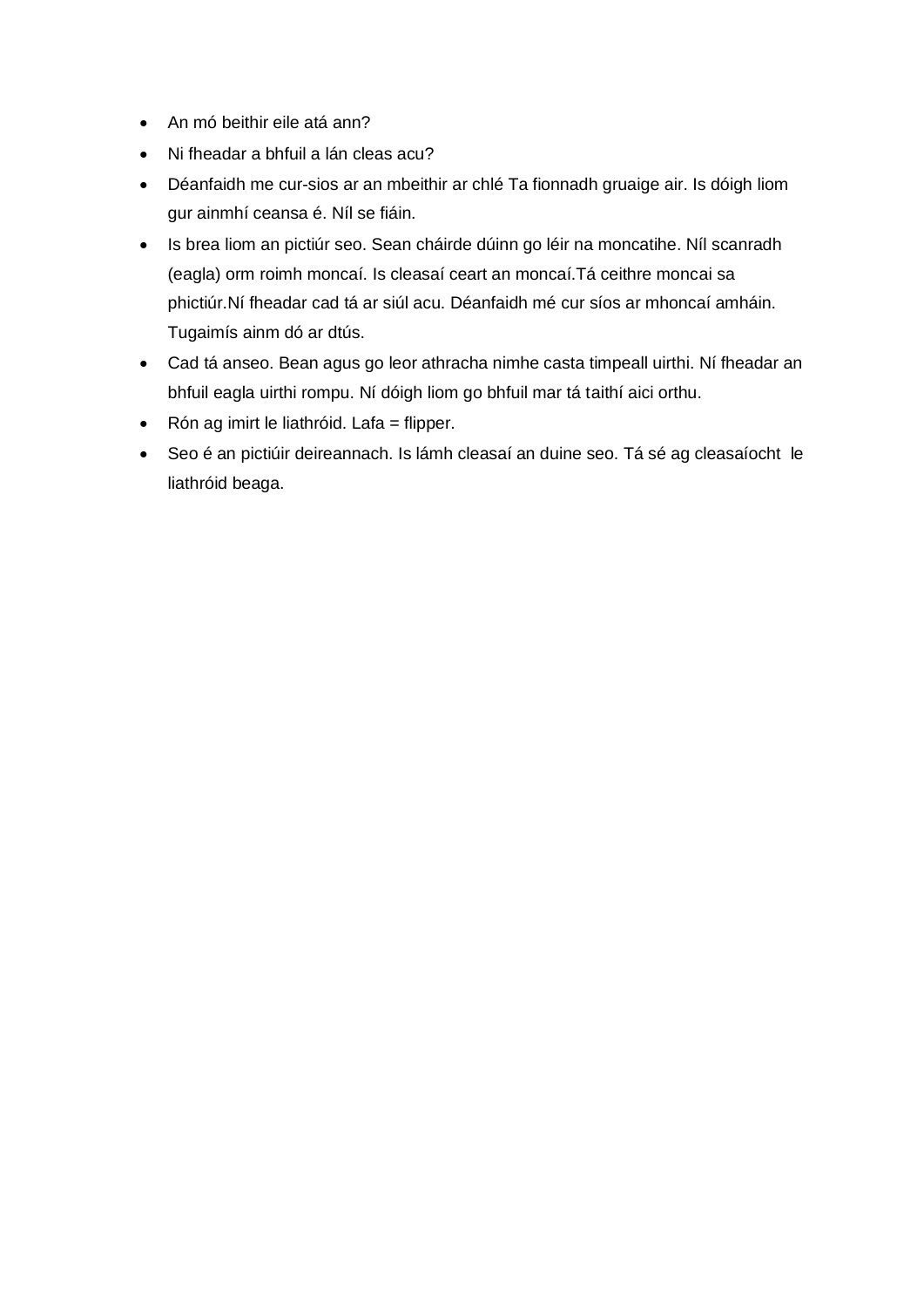- An mó beithir eile atá ann?
- Ni fheadar a bhfuil a lán cleas acu?
- Déanfaidh me cur-sios ar an mbeithir ar chlé Ta fionnadh gruaige air. Is dóigh liom gur ainmhí ceansa é. Níl se fiáin.
- Is brea liom an pictiúr seo. Sean cháirde dúinn go léir na moncatihe. Níl scanradh (eagla) orm roimh moncaí. Is cleasaí ceart an moncaí.Tá ceithre moncai sa phictiúr.Ní fheadar cad tá ar siúl acu. Déanfaidh mé cur síos ar mhoncaí amháin. Tugaimís ainm dó ar dtús.
- Cad tá anseo. Bean agus go leor athracha nimhe casta timpeall uirthi. Ní fheadar an bhfuil eagla uirthi rompu. Ní dóigh liom go bhfuil mar tá taithí aici orthu.
- Rón ag imirt le liathróid. Lafa = flipper.
- Seo é an pictiúir deireannach. Is lámh cleasaí an duine seo. Tá sé ag cleasaíocht le liathróid beaga.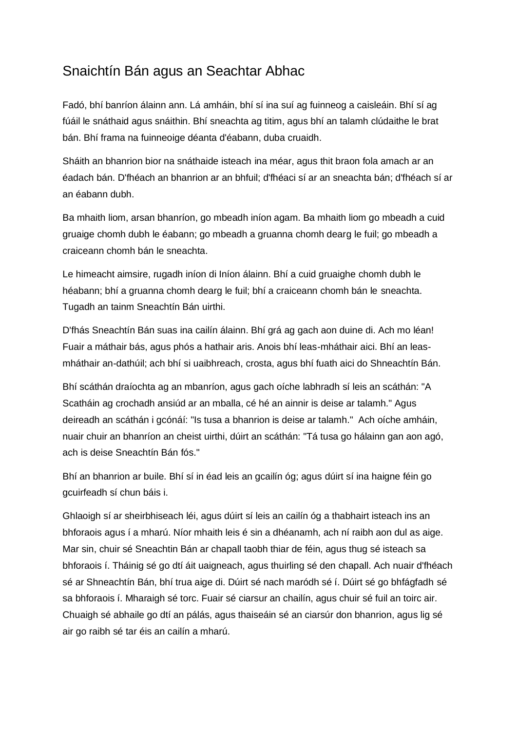# Snaichtín Bán agus an Seachtar Abhac

Fadó, bhí banríon álainn ann. Lá amháin, bhí sí ina suí ag fuinneog a caisleáin. Bhí sí ag fúáil le snáthaid agus snáithin. Bhí sneachta ag titim, agus bhí an talamh clúdaithe le brat bán. Bhí frama na fuinneoige déanta d'éabann, duba cruaidh.

Sháith an bhanrion bior na snáthaide isteach ina méar, agus thit braon fola amach ar an éadach bán. D'fhéach an bhanrion ar an bhfuil; d'fhéaci sí ar an sneachta bán; d'fhéach sí ar an éabann dubh.

Ba mhaith liom, arsan bhanríon, go mbeadh iníon agam. Ba mhaith liom go mbeadh a cuid gruaige chomh dubh le éabann; go mbeadh a gruanna chomh dearg le fuil; go mbeadh a craiceann chomh bán le sneachta.

Le himeacht aimsire, rugadh iníon di Iníon álainn. Bhí a cuid gruaighe chomh dubh le héabann; bhí a gruanna chomh dearg le fuil; bhí a craiceann chomh bán le sneachta. Tugadh an tainm Sneachtín Bán uirthi.

D'fhás Sneachtín Bán suas ina cailín álainn. Bhí grá ag gach aon duine di. Ach mo léan! Fuair a máthair bás, agus phós a hathair aris. Anois bhí leas-mháthair aici. Bhí an leas-mháthair an-dathúil; ach bhí si uaibhreach, crosta, agus bhí fuath aici do Shneachtín Bán.

Bhí scáthán draíochta ag an mbanríon, agus gach oíche labhradh sí leis an scáthán: "A Scatháin ag crochadh ansiúd ar an mballa, cé hé an ainnir is deise ar talamh." Agus deireadh an scáthán i gcónáí: "Is tusa a bhanrion is deise ar talamh." Ach oíche amháin, nuair chuir an bhanríon an cheist uirthi, dúirt an scáthán: "Tá tusa go hálainn gan aon agó, ach is deise Sneachtín Bán fós."

Bhí an bhanrion ar buile. Bhí sí in éad leis an gcailín óg; agus dúirt sí ina haigne féin go gcuirfeadh sí chun báis i.

Ghlaoigh sí ar sheirbhiseach léi, agus dúirt sí leis an cailín óg a thabhairt isteach ins an bhforaois agus í a mharú. Níor mhaith leis é sin a dhéanamh, ach ní raibh aon dul as aige. Mar sin, chuir sé Sneachtin Bán ar chapall taobh thiar de féin, agus thug sé isteach sa bhforaois í. Tháinig sé go dtí áit uaigneach, agus thuirling sé den chapall. Ach nuair d'fhéach sé ar Shneachtín Bán, bhí trua aige di. Dúirt sé nach maródh sé í. Dúirt sé go bhfágfadh sé sa bhforaois í. Mharaigh sé torc. Fuair sé ciarsur an chailín, agus chuir sé fuil an toirc air. Chuaigh sé abhaile go dtí an pálás, agus thaiseáin sé an ciarsúr don bhanrion, agus lig sé air go raibh sé tar éis an cailín a mharú.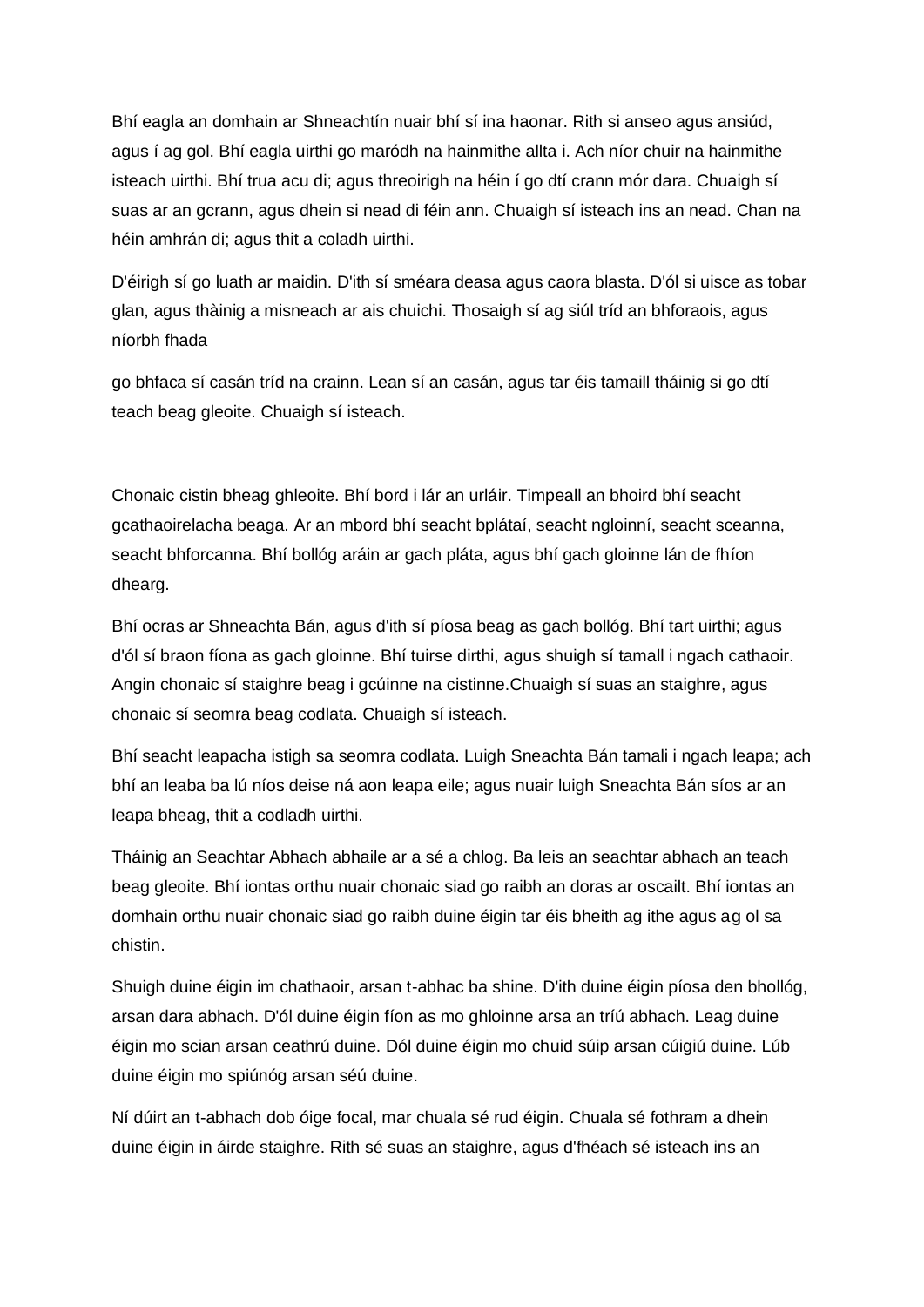Bhí eagla an domhain ar Shneachtín nuair bhí sí ina haonar. Rith si anseo agus ansiúd, agus í ag gol. Bhí eagla uirthi go maródh na hainmithe allta i. Ach níor chuir na hainmithe isteach uirthi. Bhí trua acu di; agus threoirigh na héin í go dtí crann mór dara. Chuaigh sí suas ar an gcrann, agus dhein si nead di féin ann. Chuaigh sí isteach ins an nead. Chan na héin amhrán di; agus thit a coladh uirthi.

D'éirigh sí go luath ar maidin. D'ith sí sméara deasa agus caora blasta. D'ól si uisce as tobar glan, agus thàinig a misneach ar ais chuichi. Thosaigh sí ag siúl tríd an bhforaois, agus níorbh fhada

go bhfaca sí casán tríd na crainn. Lean sí an casán, agus tar éis tamaill tháinig si go dtí teach beag gleoite. Chuaigh sí isteach.

Chonaic cistin bheag ghleoite. Bhí bord i lár an urláir. Timpeall an bhoird bhí seacht gcathaoirelacha beaga. Ar an mbord bhí seacht bplátaí, seacht ngloinní, seacht sceanna, seacht bhforcanna. Bhí bollóg aráin ar gach pláta, agus bhí gach gloinne lán de fhíon dhearg.

Bhí ocras ar Shneachta Bán, agus d'ith sí píosa beag as gach bollóg. Bhí tart uirthi; agus d'ól sí braon fíona as gach gloinne. Bhí tuirse dirthi, agus shuigh sí tamall i ngach cathaoir. Angin chonaic sí staighre beag i gcúinne na cistinne.Chuaigh sí suas an staighre, agus chonaic sí seomra beag codlata. Chuaigh sí isteach.

Bhí seacht leapacha istigh sa seomra codlata. Luigh Sneachta Bán tamali i ngach leapa; ach bhí an leaba ba lú níos deise ná aon leapa eile; agus nuair luigh Sneachta Bán síos ar an leapa bheag, thit a codladh uirthi.

Tháinig an Seachtar Abhach abhaile ar a sé a chlog. Ba leis an seachtar abhach an teach beag gleoite. Bhí iontas orthu nuair chonaic siad go raibh an doras ar oscailt. Bhí iontas an domhain orthu nuair chonaic siad go raibh duine éigin tar éis bheith ag ithe agus ag ol sa chistin.

Shuigh duine éigin im chathaoir, arsan t-abhac ba shine. D'ith duine éigin píosa den bhollóg, arsan dara abhach. D'ól duine éigin fíon as mo ghloinne arsa an tríú abhach. Leag duine éigin mo scian arsan ceathrú duine. Dól duine éigin mo chuid súip arsan cúigiú duine. Lúb duine éigin mo spiúnóg arsan séú duine.

Ní dúirt an t-abhach dob óige focal, mar chuala sé rud éigin. Chuala sé fothram a dhein duine éigin in áirde staighre. Rith sé suas an staighre, agus d'fhéach sé isteach ins an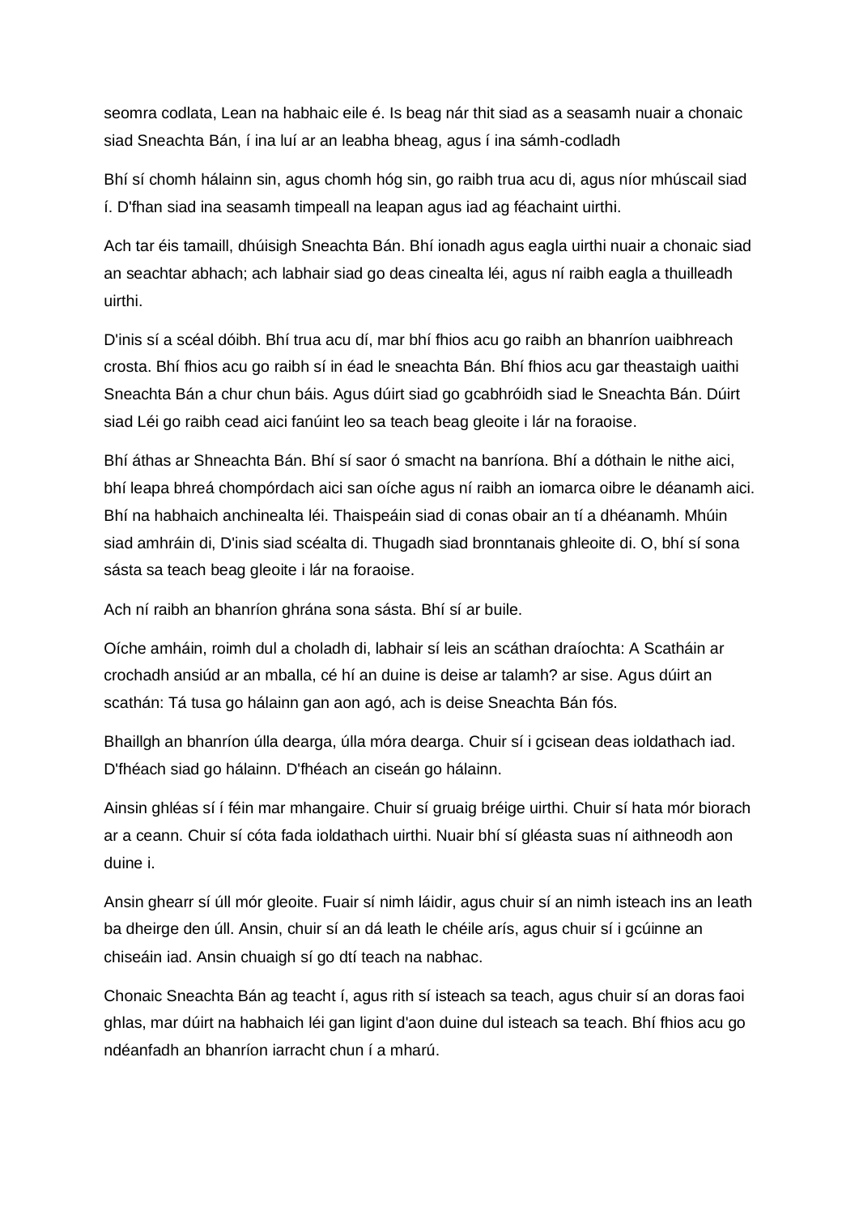seomra codlata, Lean na habhaic eile é. Is beag nár thit siad as a seasamh nuair a chonaic siad Sneachta Bán, í ina luí ar an leabha bheag, agus í ina sámh-codladh

Bhí sí chomh hálainn sin, agus chomh hóg sin, go raibh trua acu di, agus níor mhúscail siad í. D'fhan siad ina seasamh timpeall na leapan agus iad ag féachaint uirthi.

Ach tar éis tamaill, dhúisigh Sneachta Bán. Bhí ionadh agus eagla uirthi nuair a chonaic siad an seachtar abhach; ach labhair siad go deas cinealta léi, agus ní raibh eagla a thuilleadh uirthi.

D'inis sí a scéal dóibh. Bhí trua acu dí, mar bhí fhios acu go raibh an bhanríon uaibhreach crosta. Bhí fhios acu go raibh sí in éad le sneachta Bán. Bhí fhios acu gar theastaigh uaithi Sneachta Bán a chur chun báis. Agus dúirt siad go gcabhróidh siad le Sneachta Bán. Dúirt siad Léi go raibh cead aici fanúint leo sa teach beag gleoite i lár na foraoise.

Bhí áthas ar Shneachta Bán. Bhí sí saor ó smacht na banríona. Bhí a dóthain le nithe aici, bhí leapa bhreá chompórdach aici san oíche agus ní raibh an iomarca oibre le déanamh aici. Bhí na habhaich anchinealta léi. Thaispeáin siad di conas obair an tí a dhéanamh. Mhúin siad amhráin di, D'inis siad scéalta di. Thugadh siad bronntanais ghleoite di. O, bhí sí sona sásta sa teach beag gleoite i lár na foraoise.

Ach ní raibh an bhanríon ghrána sona sásta. Bhí sí ar buile.

Oíche amháin, roimh dul a choladh di, labhair sí leis an scáthan draíochta: A Scatháin ar crochadh ansiúd ar an mballa, cé hí an duine is deise ar talamh? ar sise. Agus dúirt an scathán: Tá tusa go hálainn gan aon agó, ach is deise Sneachta Bán fós.

Bhaillgh an bhanríon úlla dearga, úlla móra dearga. Chuir sí i gcisean deas ioldathach iad. D'fhéach siad go hálainn. D'fhéach an ciseán go hálainn.

Ainsin ghléas sí í féin mar mhangaire. Chuir sí gruaig bréige uirthi. Chuir sí hata mór biorach ar a ceann. Chuir sí cóta fada ioldathach uirthi. Nuair bhí sí gléasta suas ní aithneodh aon duine i.

Ansin ghearr sí úll mór gleoite. Fuair sí nimh láidir, agus chuir sí an nimh isteach ins an leath ba dheirge den úll. Ansin, chuir sí an dá leath le chéile arís, agus chuir sí i gcúinne an chiseáin iad. Ansin chuaigh sí go dtí teach na nabhac.

Chonaic Sneachta Bán ag teacht í, agus rith sí isteach sa teach, agus chuir sí an doras faoi ghlas, mar dúirt na habhaich léi gan ligint d'aon duine dul isteach sa teach. Bhí fhios acu go ndéanfadh an bhanríon iarracht chun í a mharú.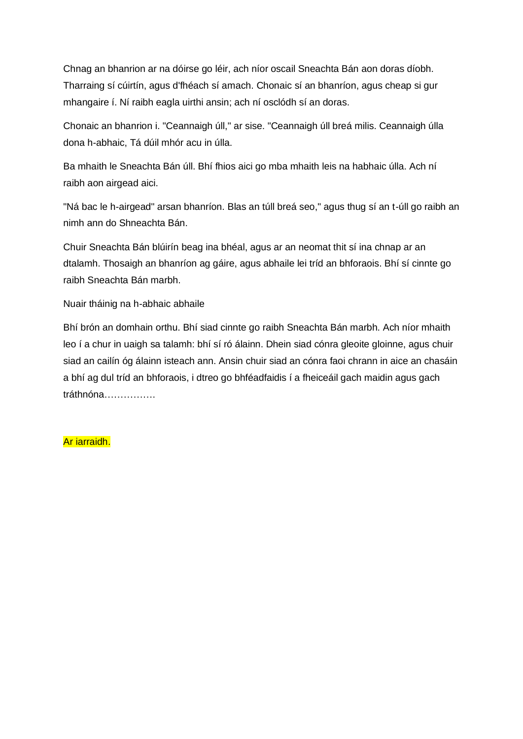Chnag an bhanrion ar na dóirse go léir, ach níor oscail Sneachta Bán aon doras díobh. Tharraing sí cúirtín, agus d'fhéach sí amach. Chonaic sí an bhanríon, agus cheap si gur mhangaire í. Ní raibh eagla uirthi ansin; ach ní osclódh sí an doras.

Chonaic an bhanrion i. "Ceannaigh úll," ar sise. "Ceannaigh úll breá milis. Ceannaigh úlla dona h-abhaic, Tá dúil mhór acu in úlla.

Ba mhaith le Sneachta Bán úll. Bhí fhios aici go mba mhaith leis na habhaic úlla. Ach ní raibh aon airgead aici.

"Ná bac le h-airgead" arsan bhanríon. Blas an túll breá seo," agus thug sí an t-úll go raibh an nimh ann do Shneachta Bán.

Chuir Sneachta Bán blúirín beag ina bhéal, agus ar an neomat thit sí ina chnap ar an dtalamh. Thosaigh an bhanríon ag gáire, agus abhaile lei tríd an bhforaois. Bhí sí cinnte go raibh Sneachta Bán marbh.

Nuair tháinig na h-abhaic abhaile

Bhí brón an domhain orthu. Bhí siad cinnte go raibh Sneachta Bán marbh. Ach níor mhaith leo í a chur in uaigh sa talamh: bhí sí ró álainn. Dhein siad cónra gleoite gloinne, agus chuir siad an cailín óg álainn isteach ann. Ansin chuir siad an cónra faoi chrann in aice an chasáin a bhí ag dul tríd an bhforaois, i dtreo go bhféadfaidis í a fheiceáil gach maidin agus gach tráthnóna…………….

Ar iarraidh.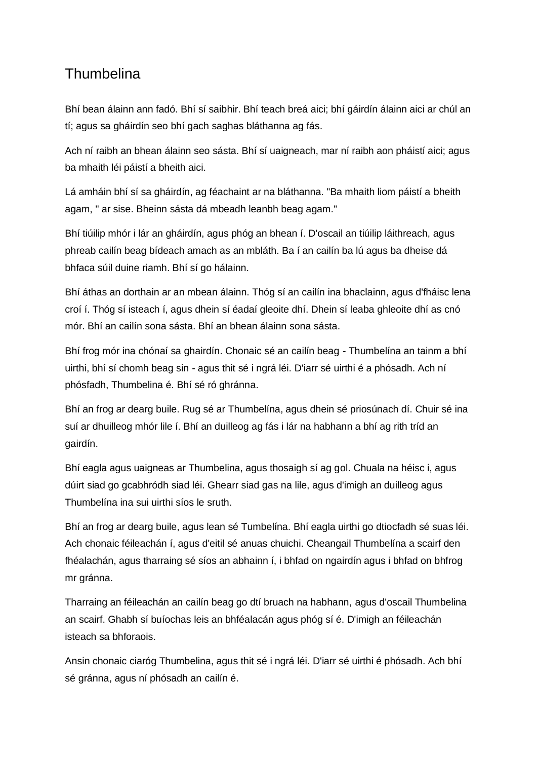# Thumbelina

Bhí bean álainn ann fadó. Bhí sí saibhir. Bhí teach breá aici; bhí gáirdín álainn aici ar chúl an tí; agus sa gháirdín seo bhí gach saghas bláthanna ag fás.

Ach ní raibh an bhean álainn seo sásta. Bhí sí uaigneach, mar ní raibh aon pháistí aici; agus ba mhaith léi páistí a bheith aici.

Lá amháin bhí sí sa gháirdín, ag féachaint ar na bláthanna. "Ba mhaith liom páistí a bheith agam, " ar sise. Bheinn sásta dá mbeadh leanbh beag agam."

Bhí tiúilip mhór i lár an gháirdín, agus phóg an bhean í. D'oscail an tiúilip láithreach, agus phreab cailín beag bídeach amach as an mbláth. Ba í an cailín ba lú agus ba dheise dá bhfaca súil duine riamh. Bhí sí go hálainn.

Bhí áthas an dorthain ar an mbean álainn. Thóg sí an cailín ina bhaclainn, agus d'fháisc lena croí í. Thóg sí isteach í, agus dhein sí éadaí gleoite dhí. Dhein sí leaba ghleoite dhí as cnó mór. Bhí an cailín sona sásta. Bhí an bhean álainn sona sásta.

Bhí frog mór ina chónaí sa ghairdín. Chonaic sé an cailín beag - Thumbelína an tainm a bhí uirthi, bhí sí chomh beag sin - agus thit sé i ngrá léi. D'iarr sé uirthi é a phósadh. Ach ní phósfadh, Thumbelina é. Bhí sé ró ghránna.

Bhí an frog ar dearg buile. Rug sé ar Thumbelína, agus dhein sé priosúnach dí. Chuir sé ina suí ar dhuilleog mhór lile í. Bhí an duilleog ag fás i lár na habhann a bhí ag rith tríd an gairdín.

Bhí eagla agus uaigneas ar Thumbelina, agus thosaigh sí ag gol. Chuala na héisc i, agus dúirt siad go gcabhródh siad léi. Ghearr siad gas na lile, agus d'imigh an duilleog agus Thumbelína ina sui uirthi síos le sruth.

Bhí an frog ar dearg buile, agus lean sé Tumbelína. Bhí eagla uirthi go dtiocfadh sé suas léi. Ach chonaic féileachán í, agus d'eitil sé anuas chuichi. Cheangail Thumbelína a scairf den fhéalachán, agus tharraing sé síos an abhainn í, i bhfad on ngairdín agus i bhfad on bhfrog mr gránna.

Tharraing an féileachán an cailín beag go dtí bruach na habhann, agus d'oscail Thumbelina an scairf. Ghabh sí buíochas leis an bhféalacán agus phóg sí é. D'imigh an féileachán isteach sa bhforaois.

Ansin chonaic ciaróg Thumbelina, agus thit sé i ngrá léi. D'iarr sé uirthi é phósadh. Ach bhí sé gránna, agus ní phósadh an cailín é.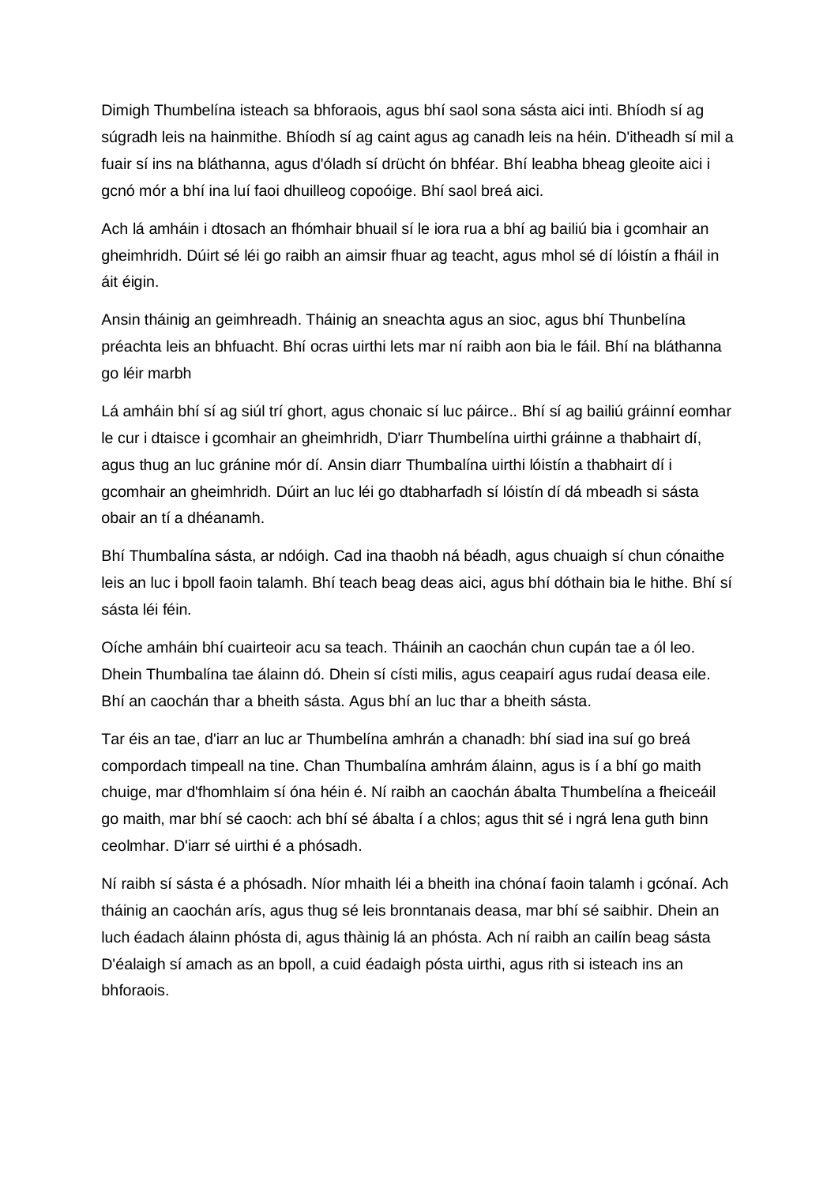Dimigh Thumbelína isteach sa bhforaois, agus bhí saol sona sásta aici inti. Bhíodh sí ag súgradh leis na hainmithe. Bhíodh sí ag caint agus ag canadh leis na héin. D'itheadh sí mil a fuair sí ins na bláthanna, agus d'óladh sí drücht ón bhféar. Bhí leabha bheag gleoite aici i gcnó mór a bhí ina luí faoi dhuilleog copoóige. Bhí saol breá aici.

Ach lá amháin i dtosach an fhómhair bhuail sí le iora rua a bhí ag bailiú bia i gcomhair an gheimhridh. Dúirt sé léi go raibh an aimsir fhuar ag teacht, agus mhol sé dí lóistín a fháil in áit éigin.

Ansin tháinig an geimhreadh. Tháinig an sneachta agus an sioc, agus bhí Thunbelína préachta leis an bhfuacht. Bhí ocras uirthi lets mar ní raibh aon bia le fáil. Bhí na bláthanna go léir marbh

Lá amháin bhí sí ag siúl trí ghort, agus chonaic sí luc páirce.. Bhí sí ag bailiú gráinní eomhar le cur i dtaisce i gcomhair an gheimhridh, D'iarr Thumbelína uirthi gráinne a thabhairt dí, agus thug an luc gránine mór dí. Ansin diarr Thumbalína uirthi lóistín a thabhairt dí i gcomhair an gheimhridh. Dúirt an luc léi go dtabharfadh sí lóistín dí dá mbeadh si sásta obair an tí a dhéanamh.

Bhí Thumbalína sásta, ar ndóigh. Cad ina thaobh ná béadh, agus chuaigh sí chun cónaithe leis an luc i bpoll faoin talamh. Bhí teach beag deas aici, agus bhí dóthain bia le hithe. Bhí sí sásta léi féin.

Oíche amháin bhí cuairteoir acu sa teach. Tháinih an caochán chun cupán tae a ól leo. Dhein Thumbalína tae álainn dó. Dhein sí císti milis, agus ceapairí agus rudaí deasa eile. Bhí an caochán thar a bheith sásta. Agus bhí an luc thar a bheith sásta.

Tar éis an tae, d'iarr an luc ar Thumbelína amhrán a chanadh: bhí siad ina suí go breá compordach timpeall na tine. Chan Thumbalína amhrám álainn, agus is í a bhí go maith chuige, mar d'fhomhlaim sí óna héin é. Ní raibh an caochán ábalta Thumbelína a fheiceáil go maith, mar bhí sé caoch: ach bhí sé ábalta í a chlos; agus thit sé i ngrá lena guth binn ceolmhar. D'iarr sé uirthi é a phósadh.

Ní raibh sí sásta é a phósadh. Níor mhaith léi a bheith ina chónaí faoin talamh i gcónaí. Ach tháinig an caochán arís, agus thug sé leis bronntanais deasa, mar bhí sé saibhir. Dhein an luch éadach álainn phósta di, agus thàinig lá an phósta. Ach ní raibh an cailín beag sásta D'éalaigh sí amach as an bpoll, a cuid éadaigh pósta uirthi, agus rith si isteach ins an bhforaois.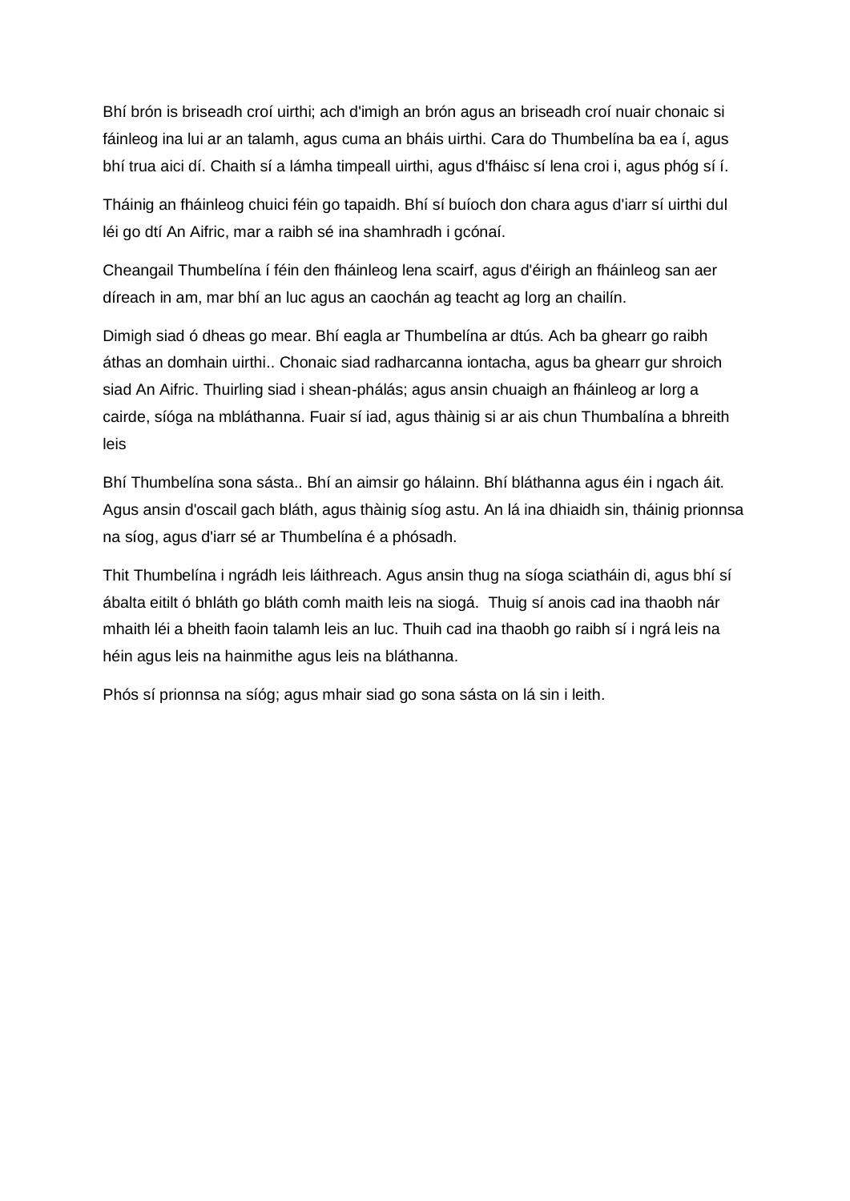Bhí brón is briseadh croí uirthi; ach d'imigh an brón agus an briseadh croí nuair chonaic si fáinleog ina lui ar an talamh, agus cuma an bháis uirthi. Cara do Thumbelína ba ea í, agus bhí trua aici dí. Chaith sí a lámha timpeall uirthi, agus d'fháisc sí lena croi i, agus phóg sí í.

Tháinig an fháinleog chuici féin go tapaidh. Bhí sí buíoch don chara agus d'iarr sí uirthi dul léi go dtí An Aifric, mar a raibh sé ina shamhradh i gcónaí.

Cheangail Thumbelína í féin den fháinleog lena scairf, agus d'éirigh an fháinleog san aer díreach in am, mar bhí an luc agus an caochán ag teacht ag lorg an chailín.

Dimigh siad ó dheas go mear. Bhí eagla ar Thumbelína ar dtús. Ach ba ghearr go raibh áthas an domhain uirthi.. Chonaic siad radharcanna iontacha, agus ba ghearr gur shroich siad An Aifric. Thuirling siad i shean-phálás; agus ansin chuaigh an fháinleog ar lorg a cairde, síóga na mbláthanna. Fuair sí iad, agus thàinig si ar ais chun Thumbalína a bhreith leis

Bhí Thumbelína sona sásta.. Bhí an aimsir go hálainn. Bhí bláthanna agus éin i ngach áit. Agus ansin d'oscail gach bláth, agus thàinig síog astu. An lá ina dhiaidh sin, tháinig prionnsa na síog, agus d'iarr sé ar Thumbelína é a phósadh.

Thit Thumbelína i ngrádh leis láithreach. Agus ansin thug na síoga sciatháin di, agus bhí sí ábalta eitilt ó bhláth go bláth comh maith leis na siogá.  Thuig sí anois cad ina thaobh nár mhaith léi a bheith faoin talamh leis an luc. Thuih cad ina thaobh go raibh sí i ngrá leis na héin agus leis na hainmithe agus leis na bláthanna.

Phós sí prionnsa na síóg; agus mhair siad go sona sásta on lá sin i leith.